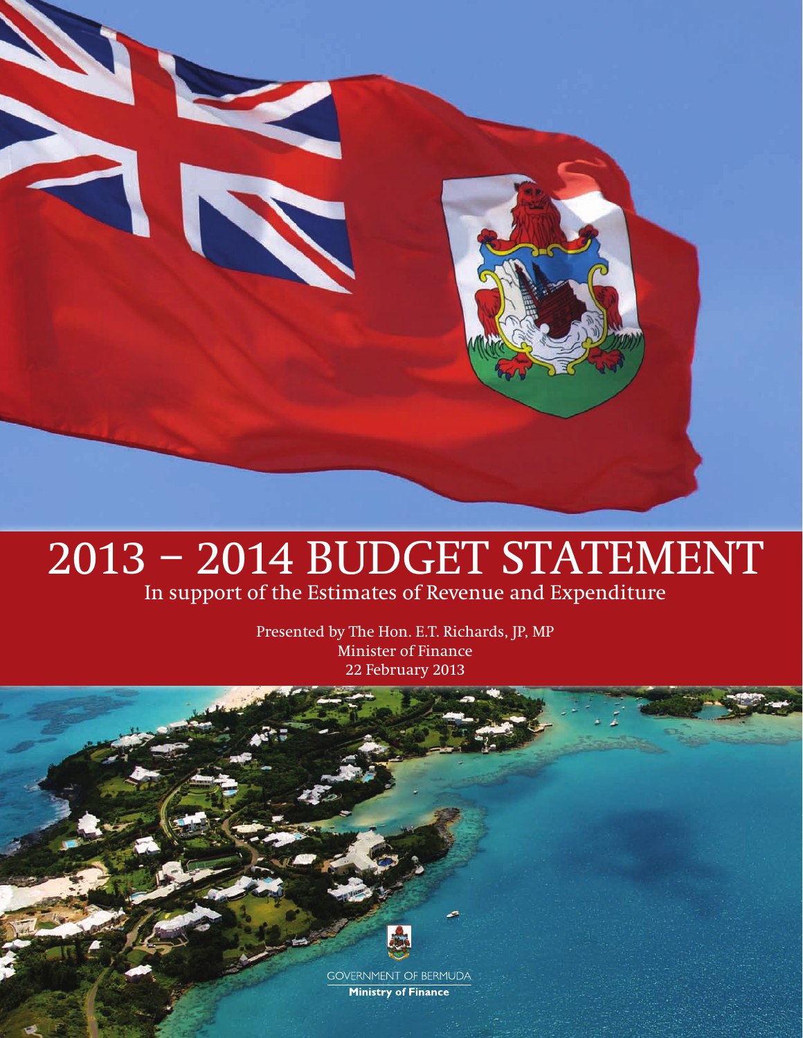# 2013 – 2014 BUDGET STATEMENT

In support of the Estimates of Revenue and Expenditure

Presented by The Hon. E.T. Richards, JP, MP
Minister of Finance
22 February 2013

GOVERNMENT OF BERMUDA
**Ministry of Finance**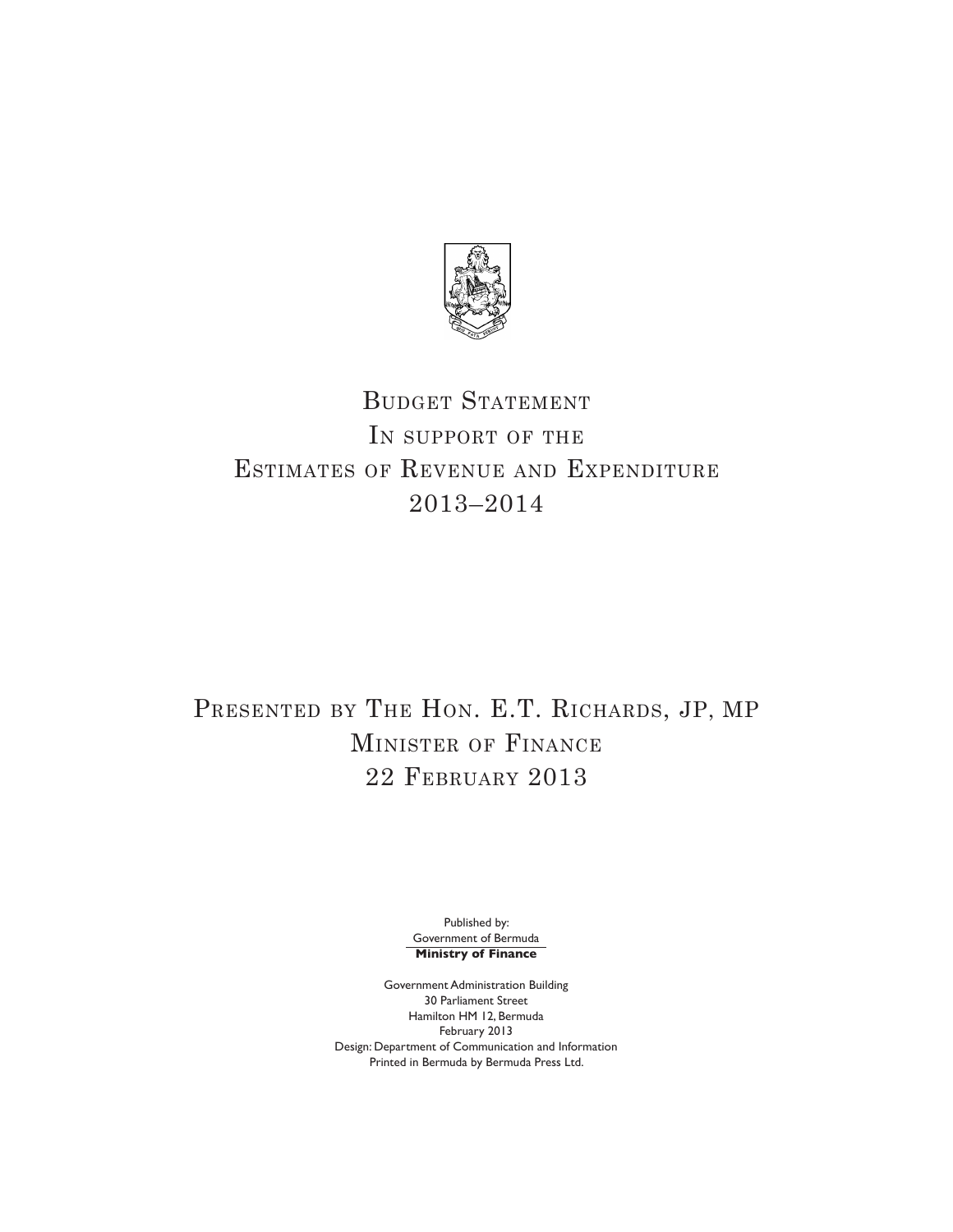# Budget Statement
# In support of the
# Estimates of Revenue and Expenditure
# 2013–2014

## Presented by The Hon. E.T. Richards, JP, MP
## Minister of Finance
## 22 February 2013

Published by:
Government of Bermuda
**Ministry of Finance**

Government Administration Building
30 Parliament Street
Hamilton HM 12, Bermuda
February 2013
Design: Department of Communication and Information
Printed in Bermuda by Bermuda Press Ltd.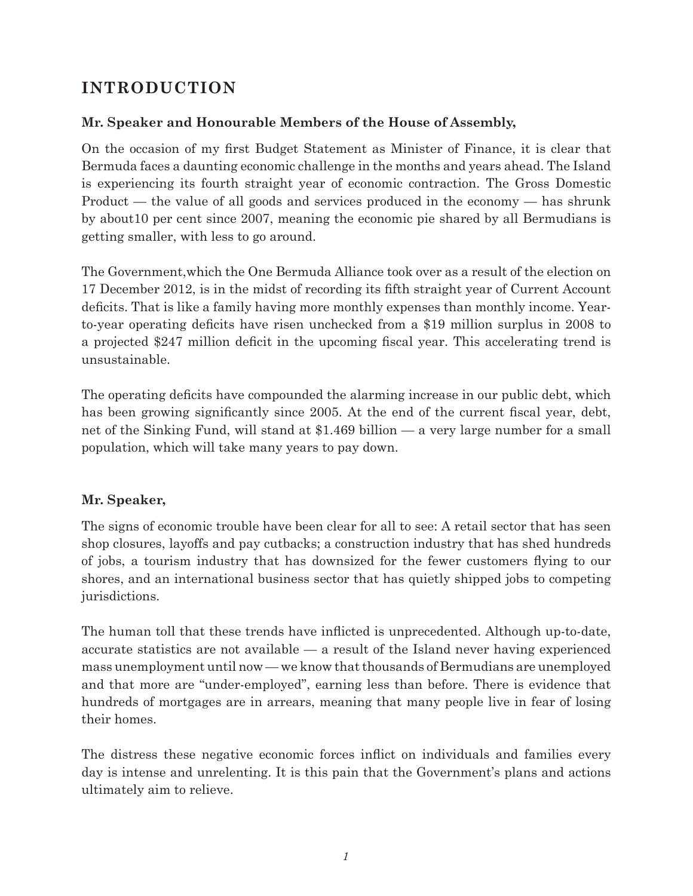## INTRODUCTION

**Mr. Speaker and Honourable Members of the House of Assembly,**

On the occasion of my first Budget Statement as Minister of Finance, it is clear that Bermuda faces a daunting economic challenge in the months and years ahead. The Island is experiencing its fourth straight year of economic contraction. The Gross Domestic Product — the value of all goods and services produced in the economy — has shrunk by about10 per cent since 2007, meaning the economic pie shared by all Bermudians is getting smaller, with less to go around.

The Government,which the One Bermuda Alliance took over as a result of the election on 17 December 2012, is in the midst of recording its fifth straight year of Current Account deficits. That is like a family having more monthly expenses than monthly income. Year-to-year operating deficits have risen unchecked from a $19 million surplus in 2008 to a projected $247 million deficit in the upcoming fiscal year. This accelerating trend is unsustainable.

The operating deficits have compounded the alarming increase in our public debt, which has been growing significantly since 2005. At the end of the current fiscal year, debt, net of the Sinking Fund, will stand at $1.469 billion — a very large number for a small population, which will take many years to pay down.

**Mr. Speaker,**

The signs of economic trouble have been clear for all to see: A retail sector that has seen shop closures, layoffs and pay cutbacks; a construction industry that has shed hundreds of jobs, a tourism industry that has downsized for the fewer customers flying to our shores, and an international business sector that has quietly shipped jobs to competing jurisdictions.

The human toll that these trends have inflicted is unprecedented. Although up-to-date, accurate statistics are not available — a result of the Island never having experienced mass unemployment until now — we know that thousands of Bermudians are unemployed and that more are "under-employed", earning less than before. There is evidence that hundreds of mortgages are in arrears, meaning that many people live in fear of losing their homes.

The distress these negative economic forces inflict on individuals and families every day is intense and unrelenting. It is this pain that the Government's plans and actions ultimately aim to relieve.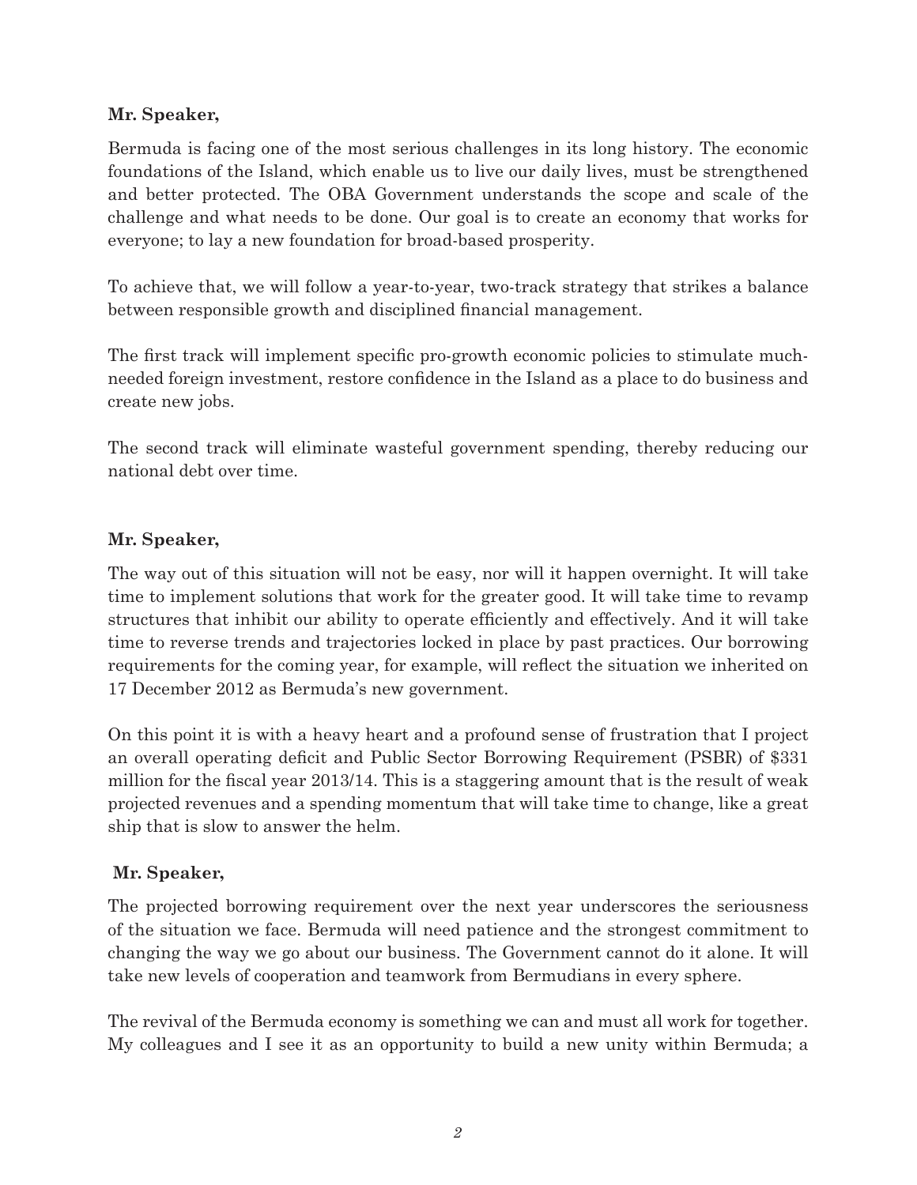**Mr. Speaker,**

Bermuda is facing one of the most serious challenges in its long history. The economic foundations of the Island, which enable us to live our daily lives, must be strengthened and better protected. The OBA Government understands the scope and scale of the challenge and what needs to be done. Our goal is to create an economy that works for everyone; to lay a new foundation for broad-based prosperity.

To achieve that, we will follow a year-to-year, two-track strategy that strikes a balance between responsible growth and disciplined financial management.

The first track will implement specific pro-growth economic policies to stimulate much-needed foreign investment, restore confidence in the Island as a place to do business and create new jobs.

The second track will eliminate wasteful government spending, thereby reducing our national debt over time.

**Mr. Speaker,**

The way out of this situation will not be easy, nor will it happen overnight. It will take time to implement solutions that work for the greater good. It will take time to revamp structures that inhibit our ability to operate efficiently and effectively. And it will take time to reverse trends and trajectories locked in place by past practices. Our borrowing requirements for the coming year, for example, will reflect the situation we inherited on 17 December 2012 as Bermuda's new government.

On this point it is with a heavy heart and a profound sense of frustration that I project an overall operating deficit and Public Sector Borrowing Requirement (PSBR) of $331 million for the fiscal year 2013/14. This is a staggering amount that is the result of weak projected revenues and a spending momentum that will take time to change, like a great ship that is slow to answer the helm.

**Mr. Speaker,**

The projected borrowing requirement over the next year underscores the seriousness of the situation we face. Bermuda will need patience and the strongest commitment to changing the way we go about our business. The Government cannot do it alone. It will take new levels of cooperation and teamwork from Bermudians in every sphere.

The revival of the Bermuda economy is something we can and must all work for together. My colleagues and I see it as an opportunity to build a new unity within Bermuda; a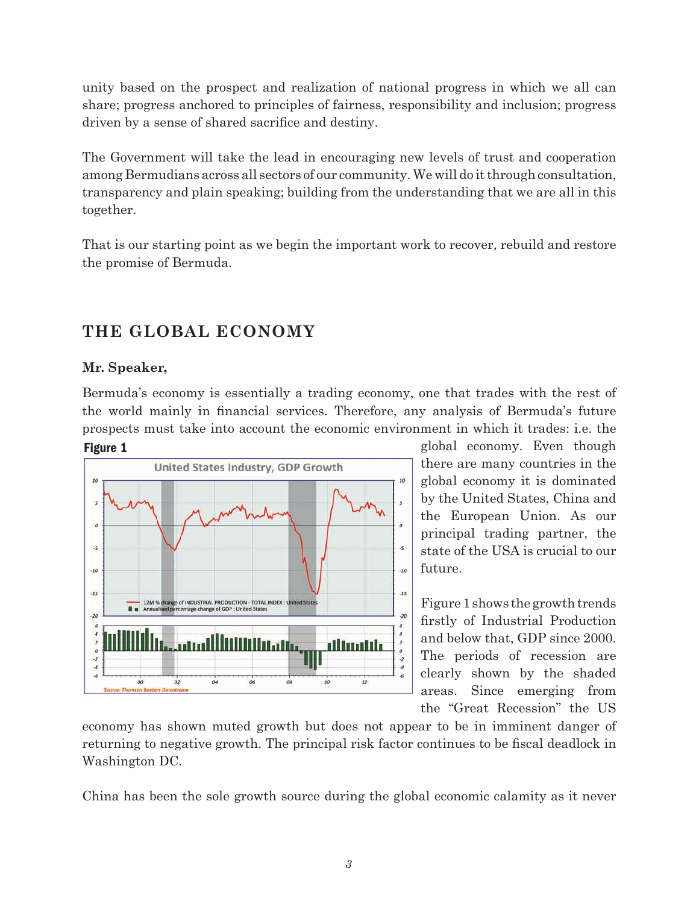unity based on the prospect and realization of national progress in which we all can share; progress anchored to principles of fairness, responsibility and inclusion; progress driven by a sense of shared sacrifice and destiny.

The Government will take the lead in encouraging new levels of trust and cooperation among Bermudians across all sectors of our community. We will do it through consultation, transparency and plain speaking; building from the understanding that we are all in this together.

That is our starting point as we begin the important work to recover, rebuild and restore the promise of Bermuda.

## THE GLOBAL ECONOMY

**Mr. Speaker,**

Bermuda's economy is essentially a trading economy, one that trades with the rest of the world mainly in financial services. Therefore, any analysis of Bermuda's future prospects must take into account the economic environment in which it trades: i.e. the global economy. Even though there are many countries in the global economy it is dominated by the United States, China and the European Union. As our principal trading partner, the state of the USA is crucial to our future.

**Figure 1**

Figure 1 shows the growth trends firstly of Industrial Production and below that, GDP since 2000. The periods of recession are clearly shown by the shaded areas. Since emerging from the "Great Recession" the US economy has shown muted growth but does not appear to be in imminent danger of returning to negative growth. The principal risk factor continues to be fiscal deadlock in Washington DC.

China has been the sole growth source during the global economic calamity as it never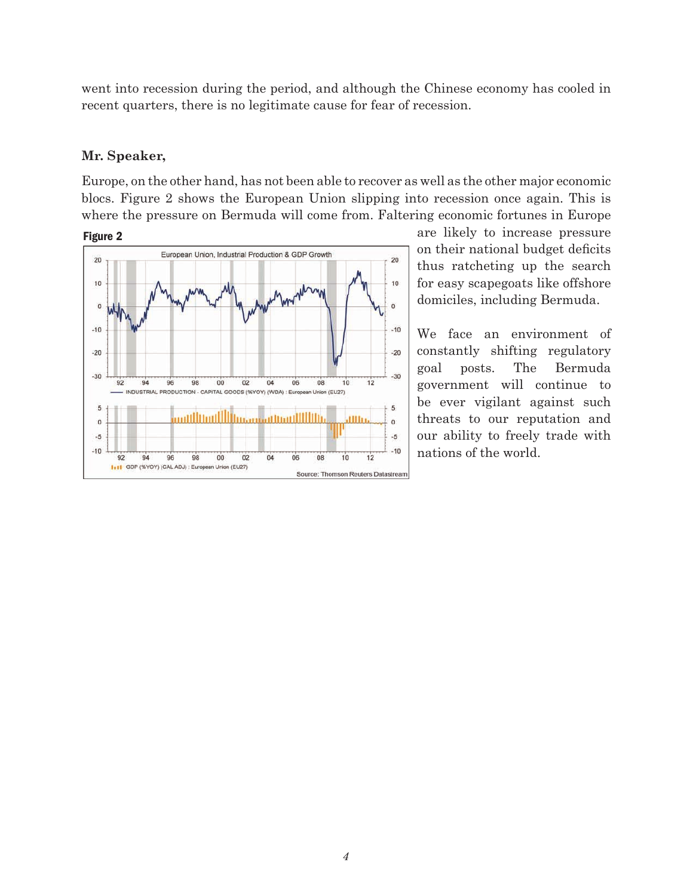went into recession during the period, and although the Chinese economy has cooled in recent quarters, there is no legitimate cause for fear of recession.

**Mr. Speaker,**

Europe, on the other hand, has not been able to recover as well as the other major economic blocs. Figure 2 shows the European Union slipping into recession once again. This is where the pressure on Bermuda will come from. Faltering economic fortunes in Europe are likely to increase pressure on their national budget deficits thus ratcheting up the search for easy scapegoats like offshore domiciles, including Bermuda.

**Figure 2**

We face an environment of constantly shifting regulatory goal posts. The Bermuda government will continue to be ever vigilant against such threats to our reputation and our ability to freely trade with nations of the world.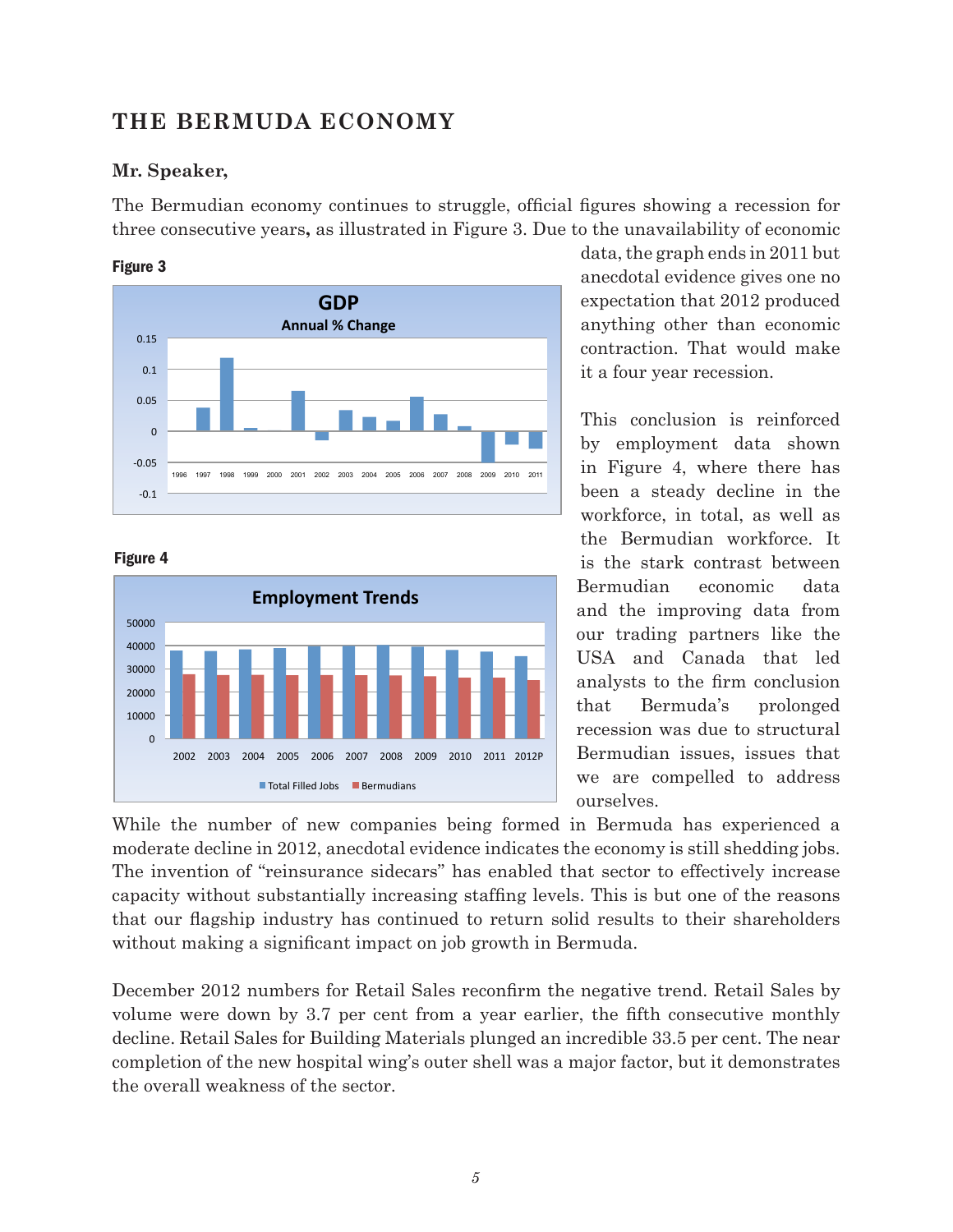## THE BERMUDA ECONOMY

**Mr. Speaker,**

The Bermudian economy continues to struggle, official figures showing a recession for three consecutive years**,** as illustrated in Figure 3. Due to the unavailability of economic data, the graph ends in 2011 but anecdotal evidence gives one no expectation that 2012 produced anything other than economic contraction. That would make it a four year recession.

**Figure 3**

**Figure 4**

This conclusion is reinforced by employment data shown in Figure 4, where there has been a steady decline in the workforce, in total, as well as the Bermudian workforce. It is the stark contrast between Bermudian economic data and the improving data from our trading partners like the USA and Canada that led analysts to the firm conclusion that Bermuda's prolonged recession was due to structural Bermudian issues, issues that we are compelled to address ourselves.

While the number of new companies being formed in Bermuda has experienced a moderate decline in 2012, anecdotal evidence indicates the economy is still shedding jobs. The invention of "reinsurance sidecars" has enabled that sector to effectively increase capacity without substantially increasing staffing levels. This is but one of the reasons that our flagship industry has continued to return solid results to their shareholders without making a significant impact on job growth in Bermuda.

December 2012 numbers for Retail Sales reconfirm the negative trend. Retail Sales by volume were down by 3.7 per cent from a year earlier, the fifth consecutive monthly decline. Retail Sales for Building Materials plunged an incredible 33.5 per cent. The near completion of the new hospital wing's outer shell was a major factor, but it demonstrates the overall weakness of the sector.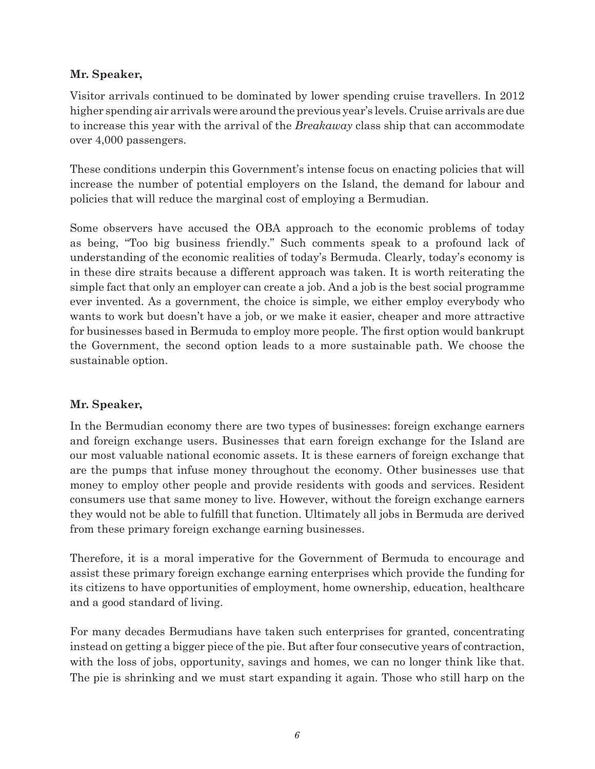**Mr. Speaker,**

Visitor arrivals continued to be dominated by lower spending cruise travellers. In 2012 higher spending air arrivals were around the previous year's levels. Cruise arrivals are due to increase this year with the arrival of the *Breakaway* class ship that can accommodate over 4,000 passengers.

These conditions underpin this Government's intense focus on enacting policies that will increase the number of potential employers on the Island, the demand for labour and policies that will reduce the marginal cost of employing a Bermudian.

Some observers have accused the OBA approach to the economic problems of today as being, "Too big business friendly." Such comments speak to a profound lack of understanding of the economic realities of today's Bermuda. Clearly, today's economy is in these dire straits because a different approach was taken. It is worth reiterating the simple fact that only an employer can create a job. And a job is the best social programme ever invented. As a government, the choice is simple, we either employ everybody who wants to work but doesn't have a job, or we make it easier, cheaper and more attractive for businesses based in Bermuda to employ more people. The first option would bankrupt the Government, the second option leads to a more sustainable path. We choose the sustainable option.

**Mr. Speaker,**

In the Bermudian economy there are two types of businesses: foreign exchange earners and foreign exchange users. Businesses that earn foreign exchange for the Island are our most valuable national economic assets. It is these earners of foreign exchange that are the pumps that infuse money throughout the economy. Other businesses use that money to employ other people and provide residents with goods and services. Resident consumers use that same money to live. However, without the foreign exchange earners they would not be able to fulfill that function. Ultimately all jobs in Bermuda are derived from these primary foreign exchange earning businesses.

Therefore, it is a moral imperative for the Government of Bermuda to encourage and assist these primary foreign exchange earning enterprises which provide the funding for its citizens to have opportunities of employment, home ownership, education, healthcare and a good standard of living.

For many decades Bermudians have taken such enterprises for granted, concentrating instead on getting a bigger piece of the pie. But after four consecutive years of contraction, with the loss of jobs, opportunity, savings and homes, we can no longer think like that. The pie is shrinking and we must start expanding it again. Those who still harp on the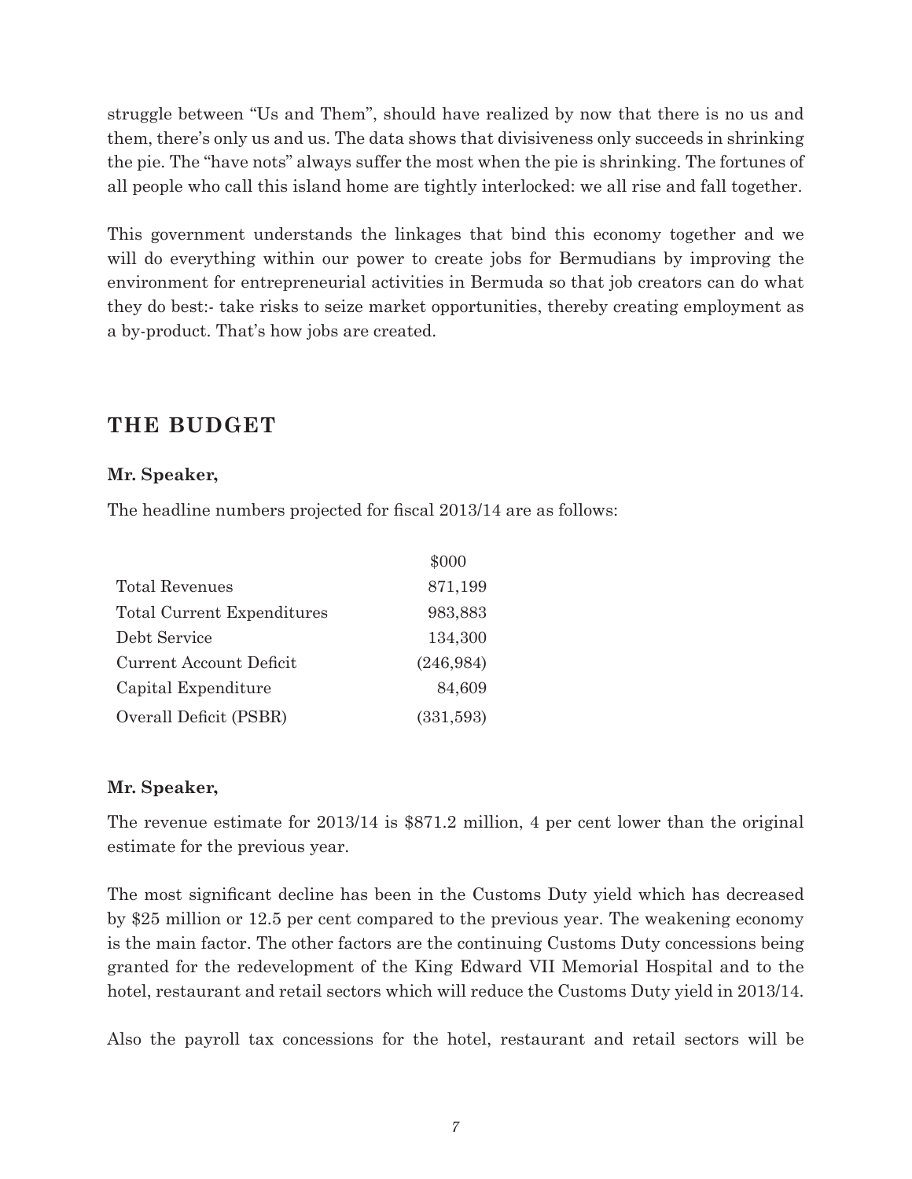struggle between "Us and Them", should have realized by now that there is no us and them, there's only us and us. The data shows that divisiveness only succeeds in shrinking the pie. The "have nots" always suffer the most when the pie is shrinking. The fortunes of all people who call this island home are tightly interlocked: we all rise and fall together.

This government understands the linkages that bind this economy together and we will do everything within our power to create jobs for Bermudians by improving the environment for entrepreneurial activities in Bermuda so that job creators can do what they do best:- take risks to seize market opportunities, thereby creating employment as a by-product. That's how jobs are created.

## THE BUDGET

**Mr. Speaker,**

The headline numbers projected for fiscal 2013/14 are as follows:

| | $000 |
|---|---:|
| Total Revenues | 871,199 |
| Total Current Expenditures | 983,883 |
| Debt Service | 134,300 |
| Current Account Deficit | (246,984) |
| Capital Expenditure | 84,609 |
| Overall Deficit (PSBR) | (331,593) |

**Mr. Speaker,**

The revenue estimate for 2013/14 is $871.2 million, 4 per cent lower than the original estimate for the previous year.

The most significant decline has been in the Customs Duty yield which has decreased by $25 million or 12.5 per cent compared to the previous year. The weakening economy is the main factor. The other factors are the continuing Customs Duty concessions being granted for the redevelopment of the King Edward VII Memorial Hospital and to the hotel, restaurant and retail sectors which will reduce the Customs Duty yield in 2013/14.

Also the payroll tax concessions for the hotel, restaurant and retail sectors will be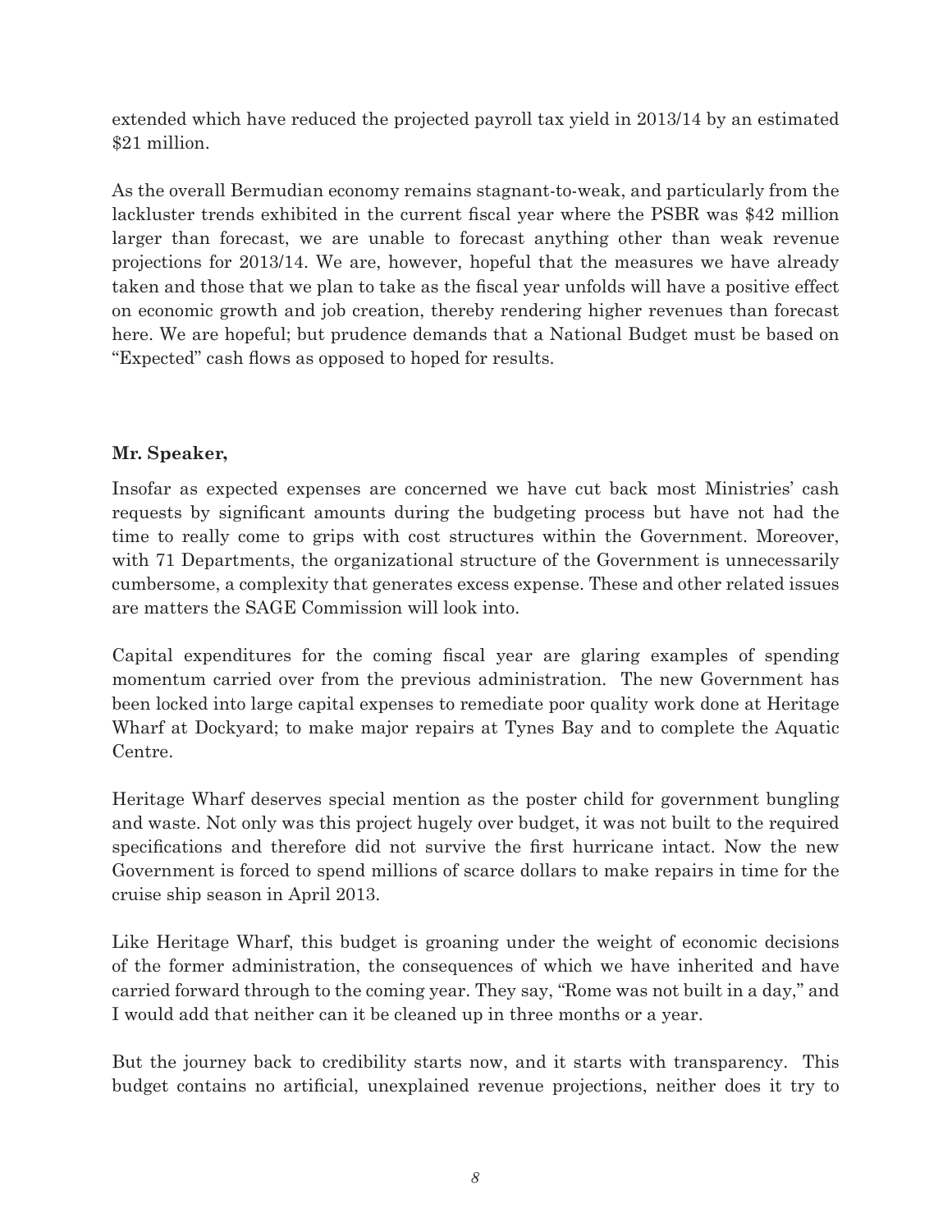extended which have reduced the projected payroll tax yield in 2013/14 by an estimated $21 million.

As the overall Bermudian economy remains stagnant-to-weak, and particularly from the lackluster trends exhibited in the current fiscal year where the PSBR was $42 million larger than forecast, we are unable to forecast anything other than weak revenue projections for 2013/14. We are, however, hopeful that the measures we have already taken and those that we plan to take as the fiscal year unfolds will have a positive effect on economic growth and job creation, thereby rendering higher revenues than forecast here. We are hopeful; but prudence demands that a National Budget must be based on "Expected" cash flows as opposed to hoped for results.

**Mr. Speaker,**

Insofar as expected expenses are concerned we have cut back most Ministries' cash requests by significant amounts during the budgeting process but have not had the time to really come to grips with cost structures within the Government. Moreover, with 71 Departments, the organizational structure of the Government is unnecessarily cumbersome, a complexity that generates excess expense. These and other related issues are matters the SAGE Commission will look into.

Capital expenditures for the coming fiscal year are glaring examples of spending momentum carried over from the previous administration. The new Government has been locked into large capital expenses to remediate poor quality work done at Heritage Wharf at Dockyard; to make major repairs at Tynes Bay and to complete the Aquatic Centre.

Heritage Wharf deserves special mention as the poster child for government bungling and waste. Not only was this project hugely over budget, it was not built to the required specifications and therefore did not survive the first hurricane intact. Now the new Government is forced to spend millions of scarce dollars to make repairs in time for the cruise ship season in April 2013.

Like Heritage Wharf, this budget is groaning under the weight of economic decisions of the former administration, the consequences of which we have inherited and have carried forward through to the coming year. They say, "Rome was not built in a day," and I would add that neither can it be cleaned up in three months or a year.

But the journey back to credibility starts now, and it starts with transparency. This budget contains no artificial, unexplained revenue projections, neither does it try to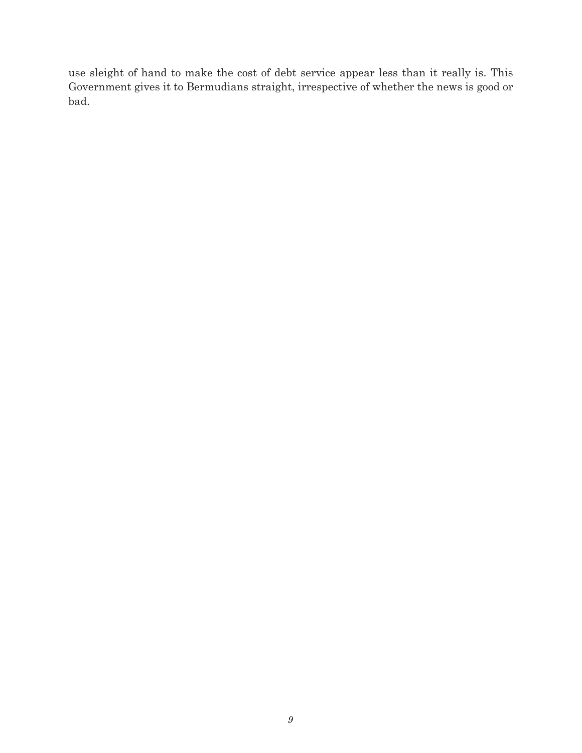use sleight of hand to make the cost of debt service appear less than it really is. This Government gives it to Bermudians straight, irrespective of whether the news is good or bad.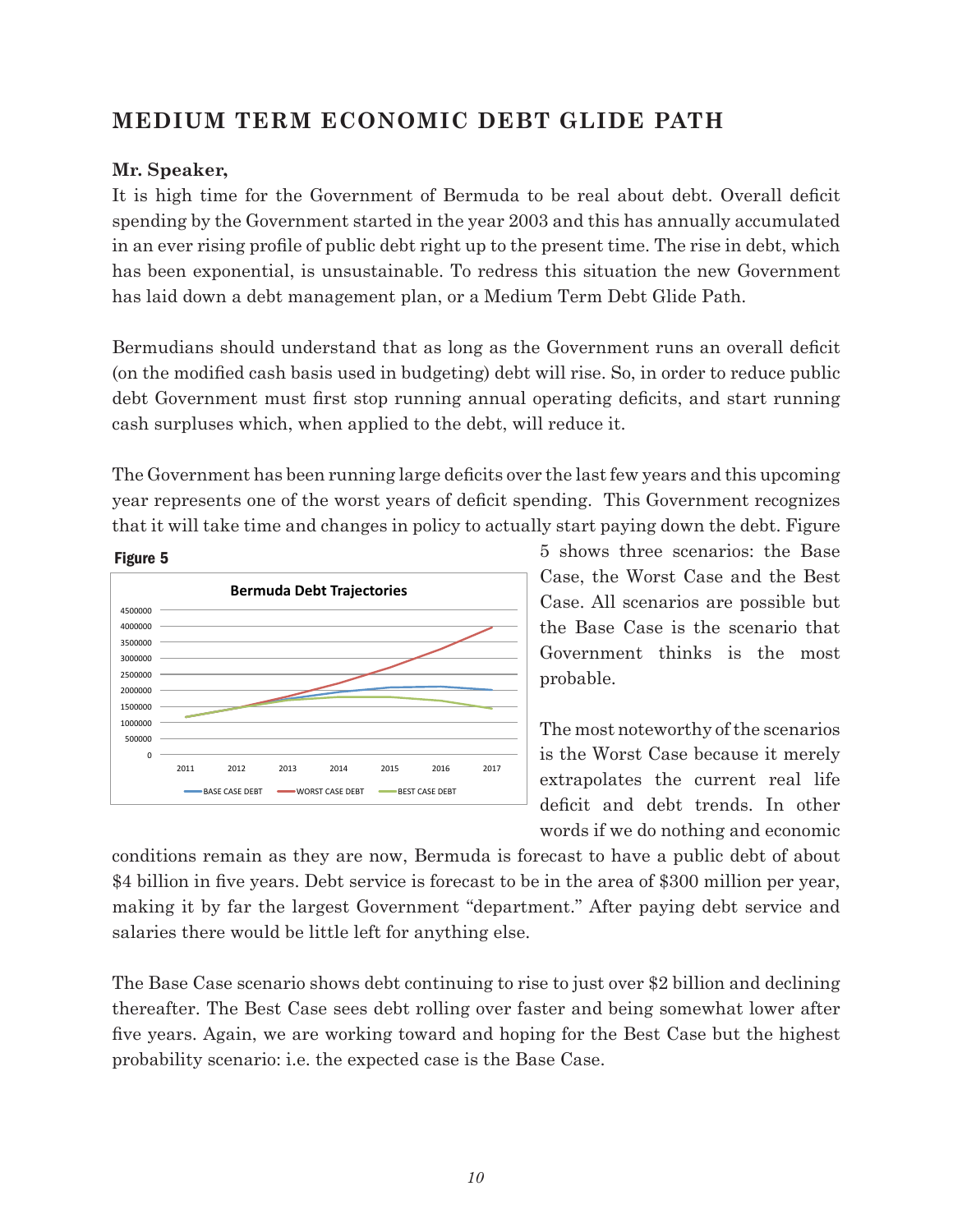## MEDIUM TERM ECONOMIC DEBT GLIDE PATH

**Mr. Speaker,**

It is high time for the Government of Bermuda to be real about debt. Overall deficit spending by the Government started in the year 2003 and this has annually accumulated in an ever rising profile of public debt right up to the present time. The rise in debt, which has been exponential, is unsustainable. To redress this situation the new Government has laid down a debt management plan, or a Medium Term Debt Glide Path.

Bermudians should understand that as long as the Government runs an overall deficit (on the modified cash basis used in budgeting) debt will rise. So, in order to reduce public debt Government must first stop running annual operating deficits, and start running cash surpluses which, when applied to the debt, will reduce it.

The Government has been running large deficits over the last few years and this upcoming year represents one of the worst years of deficit spending. This Government recognizes that it will take time and changes in policy to actually start paying down the debt. Figure 5 shows three scenarios: the Base Case, the Worst Case and the Best Case. All scenarios are possible but the Base Case is the scenario that Government thinks is the most probable.

**Figure 5**

Bermuda Debt Trajectories

The most noteworthy of the scenarios is the Worst Case because it merely extrapolates the current real life deficit and debt trends. In other words if we do nothing and economic conditions remain as they are now, Bermuda is forecast to have a public debt of about $4 billion in five years. Debt service is forecast to be in the area of $300 million per year, making it by far the largest Government "department." After paying debt service and salaries there would be little left for anything else.

The Base Case scenario shows debt continuing to rise to just over $2 billion and declining thereafter. The Best Case sees debt rolling over faster and being somewhat lower after five years. Again, we are working toward and hoping for the Best Case but the highest probability scenario: i.e. the expected case is the Base Case.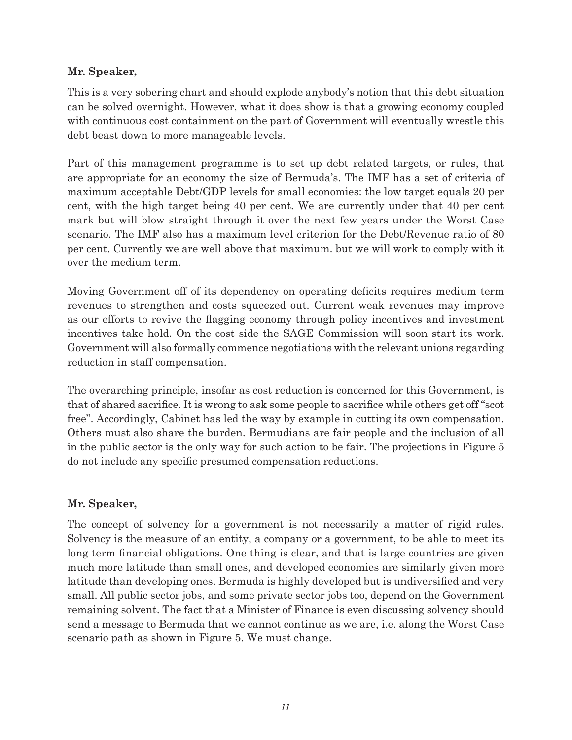**Mr. Speaker,**

This is a very sobering chart and should explode anybody's notion that this debt situation can be solved overnight. However, what it does show is that a growing economy coupled with continuous cost containment on the part of Government will eventually wrestle this debt beast down to more manageable levels.

Part of this management programme is to set up debt related targets, or rules, that are appropriate for an economy the size of Bermuda's. The IMF has a set of criteria of maximum acceptable Debt/GDP levels for small economies: the low target equals 20 per cent, with the high target being 40 per cent. We are currently under that 40 per cent mark but will blow straight through it over the next few years under the Worst Case scenario. The IMF also has a maximum level criterion for the Debt/Revenue ratio of 80 per cent. Currently we are well above that maximum. but we will work to comply with it over the medium term.

Moving Government off of its dependency on operating deficits requires medium term revenues to strengthen and costs squeezed out. Current weak revenues may improve as our efforts to revive the flagging economy through policy incentives and investment incentives take hold. On the cost side the SAGE Commission will soon start its work. Government will also formally commence negotiations with the relevant unions regarding reduction in staff compensation.

The overarching principle, insofar as cost reduction is concerned for this Government, is that of shared sacrifice. It is wrong to ask some people to sacrifice while others get off "scot free". Accordingly, Cabinet has led the way by example in cutting its own compensation. Others must also share the burden. Bermudians are fair people and the inclusion of all in the public sector is the only way for such action to be fair. The projections in Figure 5 do not include any specific presumed compensation reductions.

**Mr. Speaker,**

The concept of solvency for a government is not necessarily a matter of rigid rules. Solvency is the measure of an entity, a company or a government, to be able to meet its long term financial obligations. One thing is clear, and that is large countries are given much more latitude than small ones, and developed economies are similarly given more latitude than developing ones. Bermuda is highly developed but is undiversified and very small. All public sector jobs, and some private sector jobs too, depend on the Government remaining solvent. The fact that a Minister of Finance is even discussing solvency should send a message to Bermuda that we cannot continue as we are, i.e. along the Worst Case scenario path as shown in Figure 5. We must change.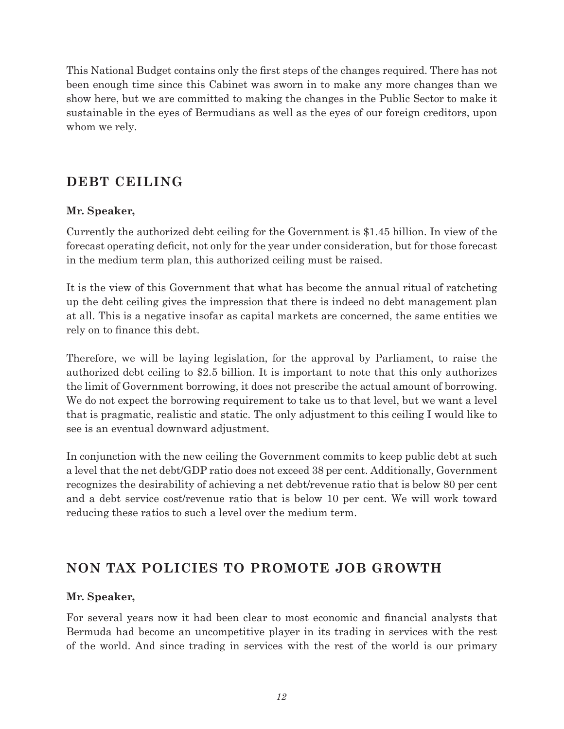This National Budget contains only the first steps of the changes required. There has not been enough time since this Cabinet was sworn in to make any more changes than we show here, but we are committed to making the changes in the Public Sector to make it sustainable in the eyes of Bermudians as well as the eyes of our foreign creditors, upon whom we rely.

## DEBT CEILING

**Mr. Speaker,**

Currently the authorized debt ceiling for the Government is $1.45 billion. In view of the forecast operating deficit, not only for the year under consideration, but for those forecast in the medium term plan, this authorized ceiling must be raised.

It is the view of this Government that what has become the annual ritual of ratcheting up the debt ceiling gives the impression that there is indeed no debt management plan at all. This is a negative insofar as capital markets are concerned, the same entities we rely on to finance this debt.

Therefore, we will be laying legislation, for the approval by Parliament, to raise the authorized debt ceiling to $2.5 billion. It is important to note that this only authorizes the limit of Government borrowing, it does not prescribe the actual amount of borrowing. We do not expect the borrowing requirement to take us to that level, but we want a level that is pragmatic, realistic and static. The only adjustment to this ceiling I would like to see is an eventual downward adjustment.

In conjunction with the new ceiling the Government commits to keep public debt at such a level that the net debt/GDP ratio does not exceed 38 per cent. Additionally, Government recognizes the desirability of achieving a net debt/revenue ratio that is below 80 per cent and a debt service cost/revenue ratio that is below 10 per cent. We will work toward reducing these ratios to such a level over the medium term.

## NON TAX POLICIES TO PROMOTE JOB GROWTH

**Mr. Speaker,**

For several years now it had been clear to most economic and financial analysts that Bermuda had become an uncompetitive player in its trading in services with the rest of the world. And since trading in services with the rest of the world is our primary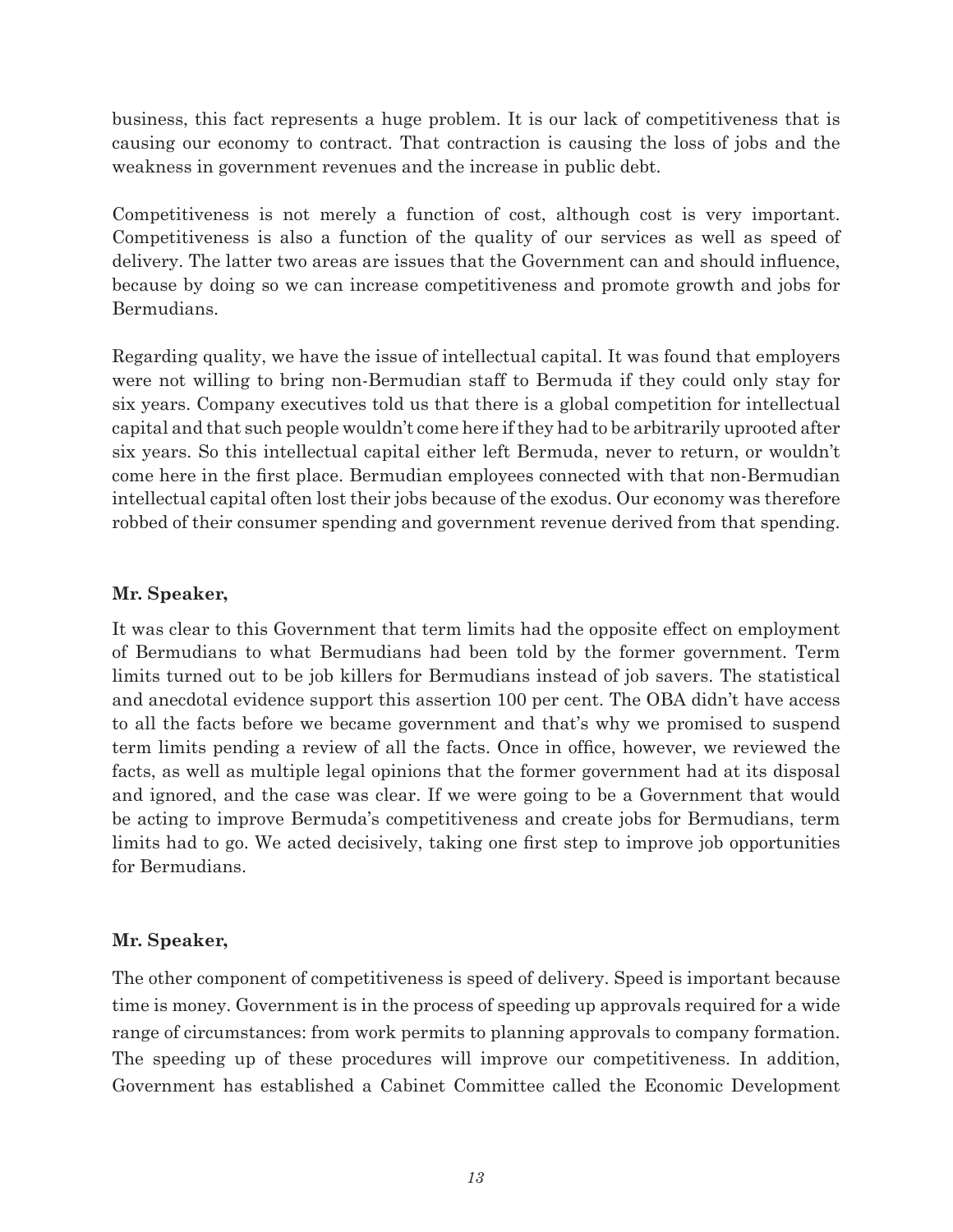business, this fact represents a huge problem. It is our lack of competitiveness that is causing our economy to contract. That contraction is causing the loss of jobs and the weakness in government revenues and the increase in public debt.

Competitiveness is not merely a function of cost, although cost is very important. Competitiveness is also a function of the quality of our services as well as speed of delivery. The latter two areas are issues that the Government can and should influence, because by doing so we can increase competitiveness and promote growth and jobs for Bermudians.

Regarding quality, we have the issue of intellectual capital. It was found that employers were not willing to bring non-Bermudian staff to Bermuda if they could only stay for six years. Company executives told us that there is a global competition for intellectual capital and that such people wouldn't come here if they had to be arbitrarily uprooted after six years. So this intellectual capital either left Bermuda, never to return, or wouldn't come here in the first place. Bermudian employees connected with that non-Bermudian intellectual capital often lost their jobs because of the exodus. Our economy was therefore robbed of their consumer spending and government revenue derived from that spending.

**Mr. Speaker,**

It was clear to this Government that term limits had the opposite effect on employment of Bermudians to what Bermudians had been told by the former government. Term limits turned out to be job killers for Bermudians instead of job savers. The statistical and anecdotal evidence support this assertion 100 per cent. The OBA didn't have access to all the facts before we became government and that's why we promised to suspend term limits pending a review of all the facts. Once in office, however, we reviewed the facts, as well as multiple legal opinions that the former government had at its disposal and ignored, and the case was clear. If we were going to be a Government that would be acting to improve Bermuda's competitiveness and create jobs for Bermudians, term limits had to go. We acted decisively, taking one first step to improve job opportunities for Bermudians.

**Mr. Speaker,**

The other component of competitiveness is speed of delivery. Speed is important because time is money. Government is in the process of speeding up approvals required for a wide range of circumstances: from work permits to planning approvals to company formation. The speeding up of these procedures will improve our competitiveness. In addition, Government has established a Cabinet Committee called the Economic Development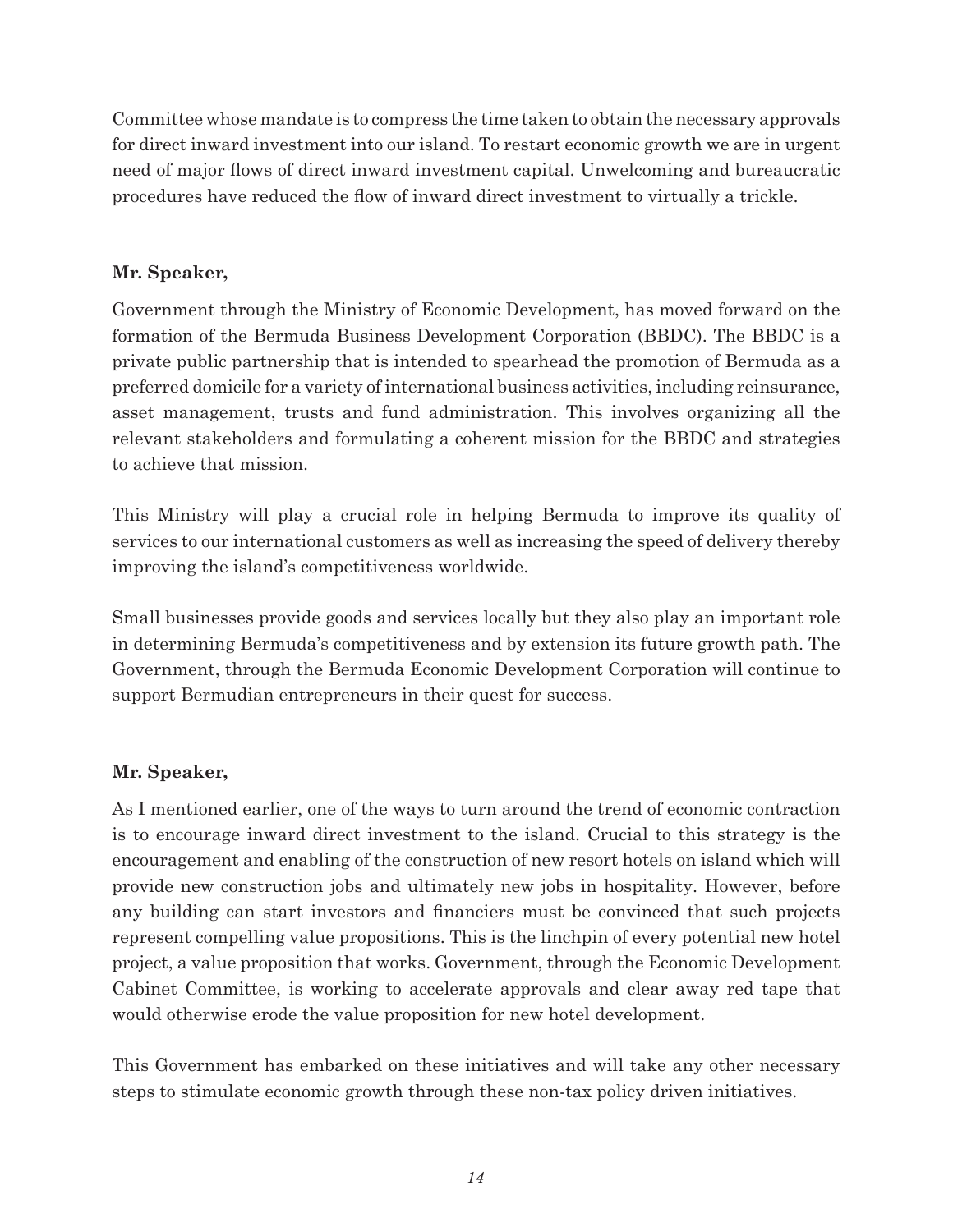Committee whose mandate is to compress the time taken to obtain the necessary approvals for direct inward investment into our island. To restart economic growth we are in urgent need of major flows of direct inward investment capital. Unwelcoming and bureaucratic procedures have reduced the flow of inward direct investment to virtually a trickle.

**Mr. Speaker,**

Government through the Ministry of Economic Development, has moved forward on the formation of the Bermuda Business Development Corporation (BBDC). The BBDC is a private public partnership that is intended to spearhead the promotion of Bermuda as a preferred domicile for a variety of international business activities, including reinsurance, asset management, trusts and fund administration. This involves organizing all the relevant stakeholders and formulating a coherent mission for the BBDC and strategies to achieve that mission.

This Ministry will play a crucial role in helping Bermuda to improve its quality of services to our international customers as well as increasing the speed of delivery thereby improving the island's competitiveness worldwide.

Small businesses provide goods and services locally but they also play an important role in determining Bermuda's competitiveness and by extension its future growth path. The Government, through the Bermuda Economic Development Corporation will continue to support Bermudian entrepreneurs in their quest for success.

**Mr. Speaker,**

As I mentioned earlier, one of the ways to turn around the trend of economic contraction is to encourage inward direct investment to the island. Crucial to this strategy is the encouragement and enabling of the construction of new resort hotels on island which will provide new construction jobs and ultimately new jobs in hospitality. However, before any building can start investors and financiers must be convinced that such projects represent compelling value propositions. This is the linchpin of every potential new hotel project, a value proposition that works. Government, through the Economic Development Cabinet Committee, is working to accelerate approvals and clear away red tape that would otherwise erode the value proposition for new hotel development.

This Government has embarked on these initiatives and will take any other necessary steps to stimulate economic growth through these non-tax policy driven initiatives.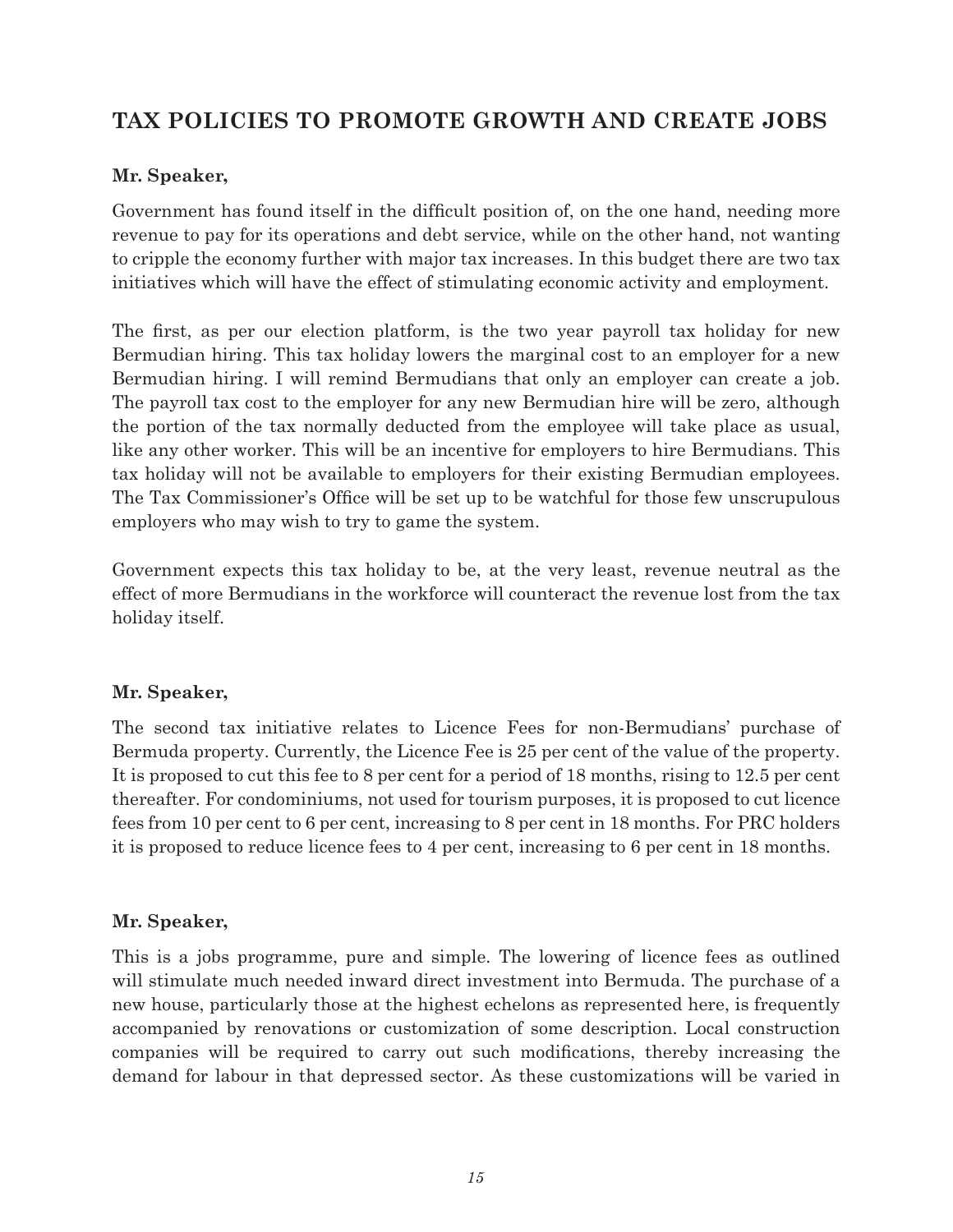## TAX POLICIES TO PROMOTE GROWTH AND CREATE JOBS

**Mr. Speaker,**

Government has found itself in the difficult position of, on the one hand, needing more revenue to pay for its operations and debt service, while on the other hand, not wanting to cripple the economy further with major tax increases. In this budget there are two tax initiatives which will have the effect of stimulating economic activity and employment.

The first, as per our election platform, is the two year payroll tax holiday for new Bermudian hiring. This tax holiday lowers the marginal cost to an employer for a new Bermudian hiring. I will remind Bermudians that only an employer can create a job. The payroll tax cost to the employer for any new Bermudian hire will be zero, although the portion of the tax normally deducted from the employee will take place as usual, like any other worker. This will be an incentive for employers to hire Bermudians. This tax holiday will not be available to employers for their existing Bermudian employees. The Tax Commissioner's Office will be set up to be watchful for those few unscrupulous employers who may wish to try to game the system.

Government expects this tax holiday to be, at the very least, revenue neutral as the effect of more Bermudians in the workforce will counteract the revenue lost from the tax holiday itself.

**Mr. Speaker,**

The second tax initiative relates to Licence Fees for non-Bermudians' purchase of Bermuda property. Currently, the Licence Fee is 25 per cent of the value of the property. It is proposed to cut this fee to 8 per cent for a period of 18 months, rising to 12.5 per cent thereafter. For condominiums, not used for tourism purposes, it is proposed to cut licence fees from 10 per cent to 6 per cent, increasing to 8 per cent in 18 months. For PRC holders it is proposed to reduce licence fees to 4 per cent, increasing to 6 per cent in 18 months.

**Mr. Speaker,**

This is a jobs programme, pure and simple. The lowering of licence fees as outlined will stimulate much needed inward direct investment into Bermuda. The purchase of a new house, particularly those at the highest echelons as represented here, is frequently accompanied by renovations or customization of some description. Local construction companies will be required to carry out such modifications, thereby increasing the demand for labour in that depressed sector. As these customizations will be varied in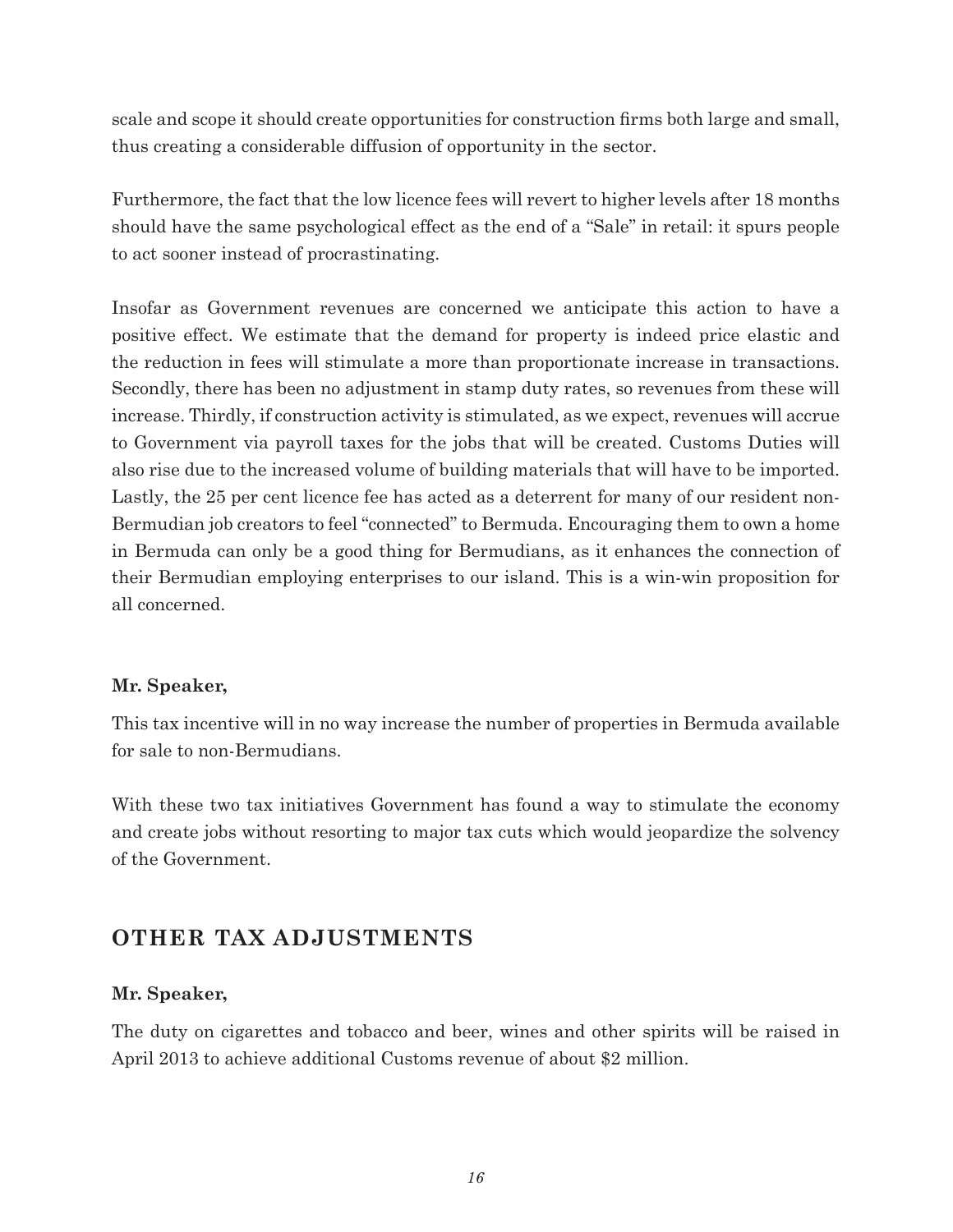scale and scope it should create opportunities for construction firms both large and small, thus creating a considerable diffusion of opportunity in the sector.

Furthermore, the fact that the low licence fees will revert to higher levels after 18 months should have the same psychological effect as the end of a "Sale" in retail: it spurs people to act sooner instead of procrastinating.

Insofar as Government revenues are concerned we anticipate this action to have a positive effect. We estimate that the demand for property is indeed price elastic and the reduction in fees will stimulate a more than proportionate increase in transactions. Secondly, there has been no adjustment in stamp duty rates, so revenues from these will increase. Thirdly, if construction activity is stimulated, as we expect, revenues will accrue to Government via payroll taxes for the jobs that will be created. Customs Duties will also rise due to the increased volume of building materials that will have to be imported. Lastly, the 25 per cent licence fee has acted as a deterrent for many of our resident non-Bermudian job creators to feel "connected" to Bermuda. Encouraging them to own a home in Bermuda can only be a good thing for Bermudians, as it enhances the connection of their Bermudian employing enterprises to our island. This is a win-win proposition for all concerned.

**Mr. Speaker,**

This tax incentive will in no way increase the number of properties in Bermuda available for sale to non-Bermudians.

With these two tax initiatives Government has found a way to stimulate the economy and create jobs without resorting to major tax cuts which would jeopardize the solvency of the Government.

## OTHER TAX ADJUSTMENTS

**Mr. Speaker,**

The duty on cigarettes and tobacco and beer, wines and other spirits will be raised in April 2013 to achieve additional Customs revenue of about $2 million.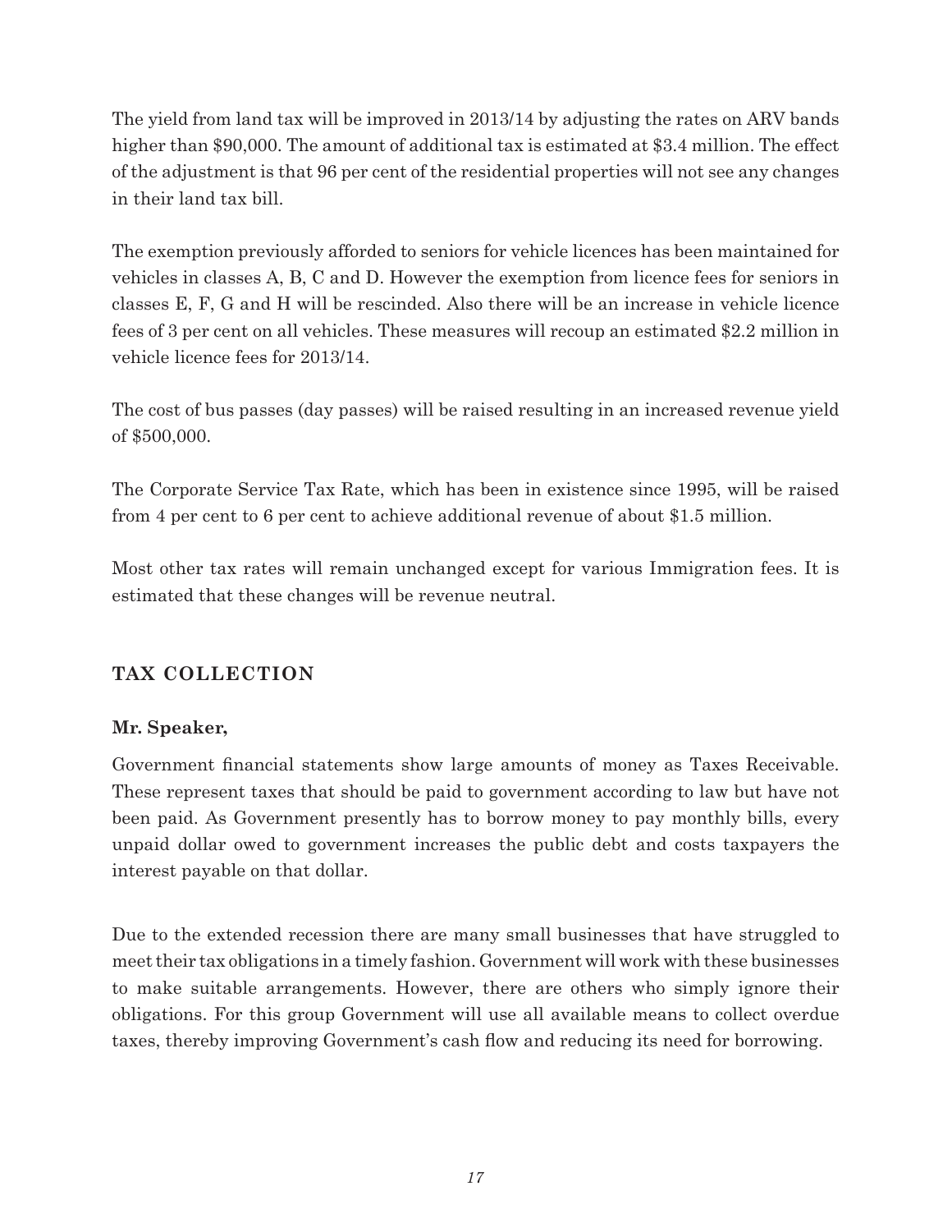The yield from land tax will be improved in 2013/14 by adjusting the rates on ARV bands higher than $90,000. The amount of additional tax is estimated at $3.4 million. The effect of the adjustment is that 96 per cent of the residential properties will not see any changes in their land tax bill.

The exemption previously afforded to seniors for vehicle licences has been maintained for vehicles in classes A, B, C and D. However the exemption from licence fees for seniors in classes E, F, G and H will be rescinded. Also there will be an increase in vehicle licence fees of 3 per cent on all vehicles. These measures will recoup an estimated $2.2 million in vehicle licence fees for 2013/14.

The cost of bus passes (day passes) will be raised resulting in an increased revenue yield of $500,000.

The Corporate Service Tax Rate, which has been in existence since 1995, will be raised from 4 per cent to 6 per cent to achieve additional revenue of about $1.5 million.

Most other tax rates will remain unchanged except for various Immigration fees. It is estimated that these changes will be revenue neutral.

## TAX COLLECTION

**Mr. Speaker,**

Government financial statements show large amounts of money as Taxes Receivable. These represent taxes that should be paid to government according to law but have not been paid. As Government presently has to borrow money to pay monthly bills, every unpaid dollar owed to government increases the public debt and costs taxpayers the interest payable on that dollar.

Due to the extended recession there are many small businesses that have struggled to meet their tax obligations in a timely fashion. Government will work with these businesses to make suitable arrangements. However, there are others who simply ignore their obligations. For this group Government will use all available means to collect overdue taxes, thereby improving Government's cash flow and reducing its need for borrowing.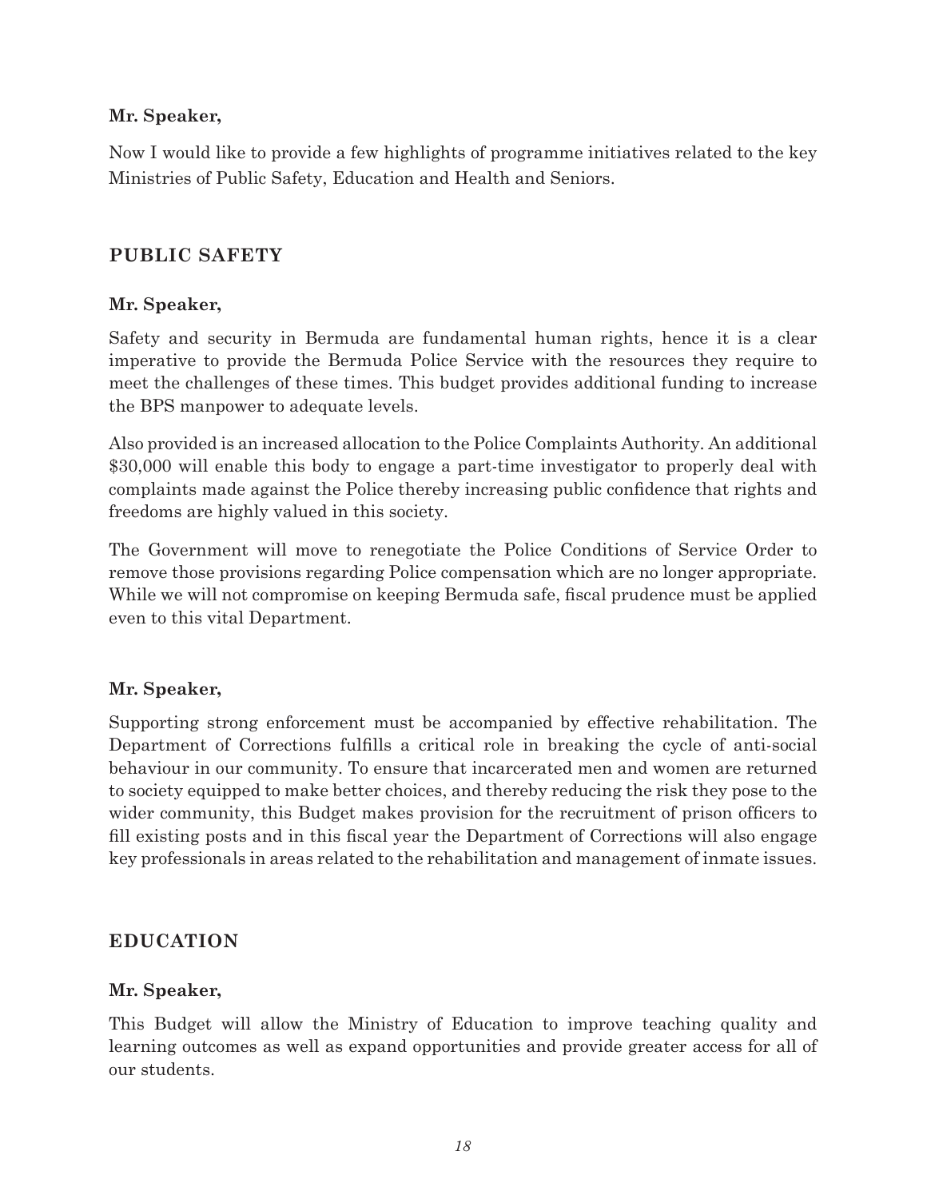**Mr. Speaker,**

Now I would like to provide a few highlights of programme initiatives related to the key Ministries of Public Safety, Education and Health and Seniors.

## PUBLIC SAFETY

**Mr. Speaker,**

Safety and security in Bermuda are fundamental human rights, hence it is a clear imperative to provide the Bermuda Police Service with the resources they require to meet the challenges of these times. This budget provides additional funding to increase the BPS manpower to adequate levels.

Also provided is an increased allocation to the Police Complaints Authority. An additional $30,000 will enable this body to engage a part-time investigator to properly deal with complaints made against the Police thereby increasing public confidence that rights and freedoms are highly valued in this society.

The Government will move to renegotiate the Police Conditions of Service Order to remove those provisions regarding Police compensation which are no longer appropriate. While we will not compromise on keeping Bermuda safe, fiscal prudence must be applied even to this vital Department.

**Mr. Speaker,**

Supporting strong enforcement must be accompanied by effective rehabilitation. The Department of Corrections fulfills a critical role in breaking the cycle of anti-social behaviour in our community. To ensure that incarcerated men and women are returned to society equipped to make better choices, and thereby reducing the risk they pose to the wider community, this Budget makes provision for the recruitment of prison officers to fill existing posts and in this fiscal year the Department of Corrections will also engage key professionals in areas related to the rehabilitation and management of inmate issues.

## EDUCATION

**Mr. Speaker,**

This Budget will allow the Ministry of Education to improve teaching quality and learning outcomes as well as expand opportunities and provide greater access for all of our students.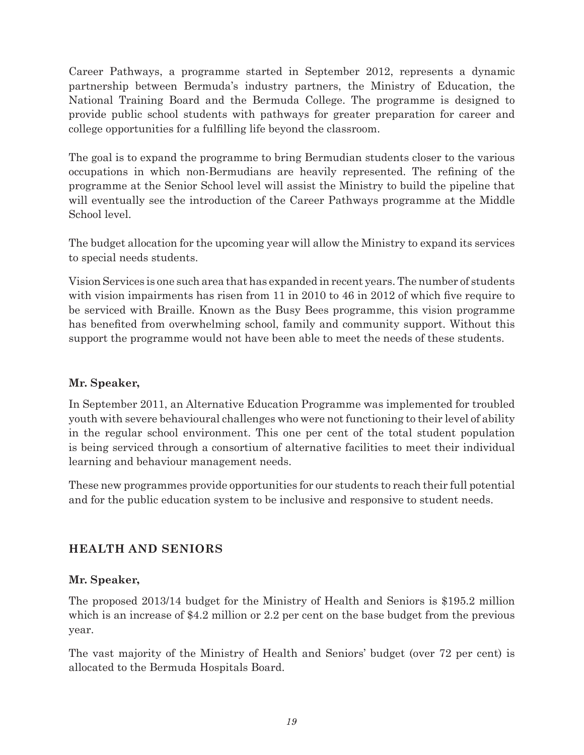Career Pathways, a programme started in September 2012, represents a dynamic partnership between Bermuda's industry partners, the Ministry of Education, the National Training Board and the Bermuda College. The programme is designed to provide public school students with pathways for greater preparation for career and college opportunities for a fulfilling life beyond the classroom.

The goal is to expand the programme to bring Bermudian students closer to the various occupations in which non-Bermudians are heavily represented. The refining of the programme at the Senior School level will assist the Ministry to build the pipeline that will eventually see the introduction of the Career Pathways programme at the Middle School level.

The budget allocation for the upcoming year will allow the Ministry to expand its services to special needs students.

Vision Services is one such area that has expanded in recent years. The number of students with vision impairments has risen from 11 in 2010 to 46 in 2012 of which five require to be serviced with Braille. Known as the Busy Bees programme, this vision programme has benefited from overwhelming school, family and community support. Without this support the programme would not have been able to meet the needs of these students.

**Mr. Speaker,**

In September 2011, an Alternative Education Programme was implemented for troubled youth with severe behavioural challenges who were not functioning to their level of ability in the regular school environment. This one per cent of the total student population is being serviced through a consortium of alternative facilities to meet their individual learning and behaviour management needs.

These new programmes provide opportunities for our students to reach their full potential and for the public education system to be inclusive and responsive to student needs.

## HEALTH AND SENIORS

**Mr. Speaker,**

The proposed 2013/14 budget for the Ministry of Health and Seniors is \$195.2 million which is an increase of \$4.2 million or 2.2 per cent on the base budget from the previous year.

The vast majority of the Ministry of Health and Seniors' budget (over 72 per cent) is allocated to the Bermuda Hospitals Board.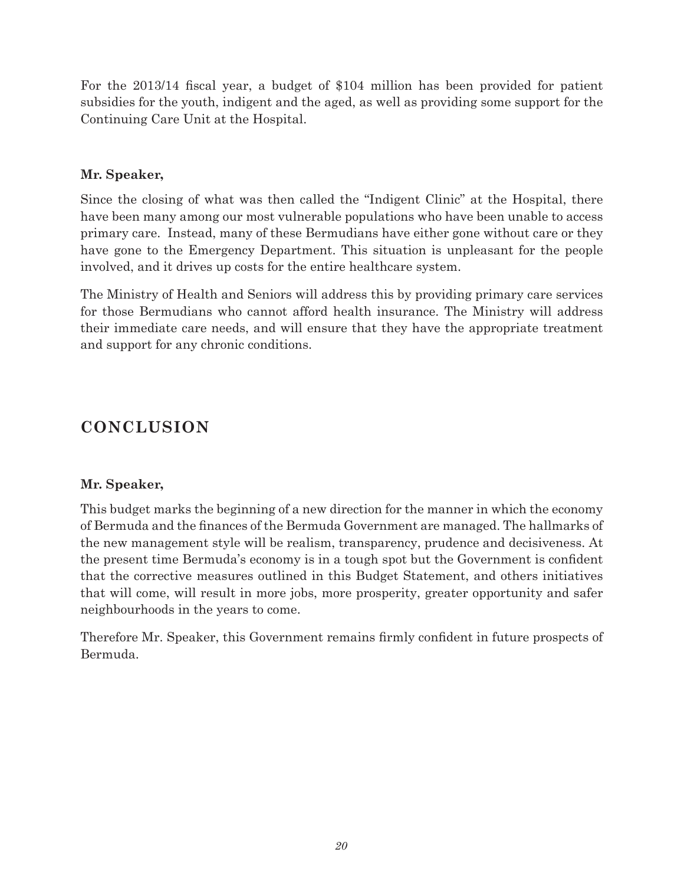For the 2013/14 fiscal year, a budget of $104 million has been provided for patient subsidies for the youth, indigent and the aged, as well as providing some support for the Continuing Care Unit at the Hospital.

**Mr. Speaker,**

Since the closing of what was then called the “Indigent Clinic” at the Hospital, there have been many among our most vulnerable populations who have been unable to access primary care. Instead, many of these Bermudians have either gone without care or they have gone to the Emergency Department. This situation is unpleasant for the people involved, and it drives up costs for the entire healthcare system.

The Ministry of Health and Seniors will address this by providing primary care services for those Bermudians who cannot afford health insurance. The Ministry will address their immediate care needs, and will ensure that they have the appropriate treatment and support for any chronic conditions.

## CONCLUSION

**Mr. Speaker,**

This budget marks the beginning of a new direction for the manner in which the economy of Bermuda and the finances of the Bermuda Government are managed. The hallmarks of the new management style will be realism, transparency, prudence and decisiveness. At the present time Bermuda’s economy is in a tough spot but the Government is confident that the corrective measures outlined in this Budget Statement, and others initiatives that will come, will result in more jobs, more prosperity, greater opportunity and safer neighbourhoods in the years to come.

Therefore Mr. Speaker, this Government remains firmly confident in future prospects of Bermuda.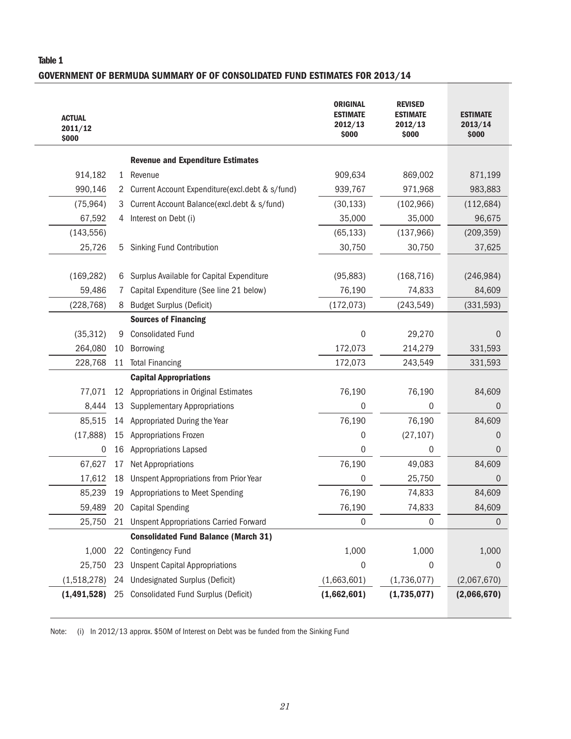**Table 1**

**GOVERNMENT OF BERMUDA SUMMARY OF OF CONSOLIDATED FUND ESTIMATES FOR 2013/14**

| ACTUAL 2011/12 $000 | | | ORIGINAL ESTIMATE 2012/13 $000 | REVISED ESTIMATE 2012/13 $000 | ESTIMATE 2013/14 $000 |
|---|---|---|---|---|---|
| | | **Revenue and Expenditure Estimates** | | | |
| 914,182 | 1 | Revenue | 909,634 | 869,002 | 871,199 |
| 990,146 | 2 | Current Account Expenditure(excl.debt & s/fund) | 939,767 | 971,968 | 983,883 |
| (75,964) | 3 | Current Account Balance(excl.debt & s/fund) | (30,133) | (102,966) | (112,684) |
| 67,592 | 4 | Interest on Debt (i) | 35,000 | 35,000 | 96,675 |
| (143,556) | | | (65,133) | (137,966) | (209,359) |
| 25,726 | 5 | Sinking Fund Contribution | 30,750 | 30,750 | 37,625 |
| (169,282) | 6 | Surplus Available for Capital Expenditure | (95,883) | (168,716) | (246,984) |
| 59,486 | 7 | Capital Expenditure (See line 21 below) | 76,190 | 74,833 | 84,609 |
| (228,768) | 8 | Budget Surplus (Deficit) | (172,073) | (243,549) | (331,593) |
| | | **Sources of Financing** | | | |
| (35,312) | 9 | Consolidated Fund | 0 | 29,270 | 0 |
| 264,080 | 10 | Borrowing | 172,073 | 214,279 | 331,593 |
| 228,768 | 11 | Total Financing | 172,073 | 243,549 | 331,593 |
| | | **Capital Appropriations** | | | |
| 77,071 | 12 | Appropriations in Original Estimates | 76,190 | 76,190 | 84,609 |
| 8,444 | 13 | Supplementary Appropriations | 0 | 0 | 0 |
| 85,515 | 14 | Appropriated During the Year | 76,190 | 76,190 | 84,609 |
| (17,888) | 15 | Appropriations Frozen | 0 | (27,107) | 0 |
| 0 | 16 | Appropriations Lapsed | 0 | 0 | 0 |
| 67,627 | 17 | Net Appropriations | 76,190 | 49,083 | 84,609 |
| 17,612 | 18 | Unspent Appropriations from Prior Year | 0 | 25,750 | 0 |
| 85,239 | 19 | Appropriations to Meet Spending | 76,190 | 74,833 | 84,609 |
| 59,489 | 20 | Capital Spending | 76,190 | 74,833 | 84,609 |
| 25,750 | 21 | Unspent Appropriations Carried Forward | 0 | 0 | 0 |
| | | **Consolidated Fund Balance (March 31)** | | | |
| 1,000 | 22 | Contingency Fund | 1,000 | 1,000 | 1,000 |
| 25,750 | 23 | Unspent Capital Appropriations | 0 | 0 | 0 |
| (1,518,278) | 24 | Undesignated Surplus (Deficit) | (1,663,601) | (1,736,077) | (2,067,670) |
| **(1,491,528)** | 25 | Consolidated Fund Surplus (Deficit) | **(1,662,601)** | **(1,735,077)** | **(2,066,670)** |

Note: (i) In 2012/13 approx. $50M of Interest on Debt was be funded from the Sinking Fund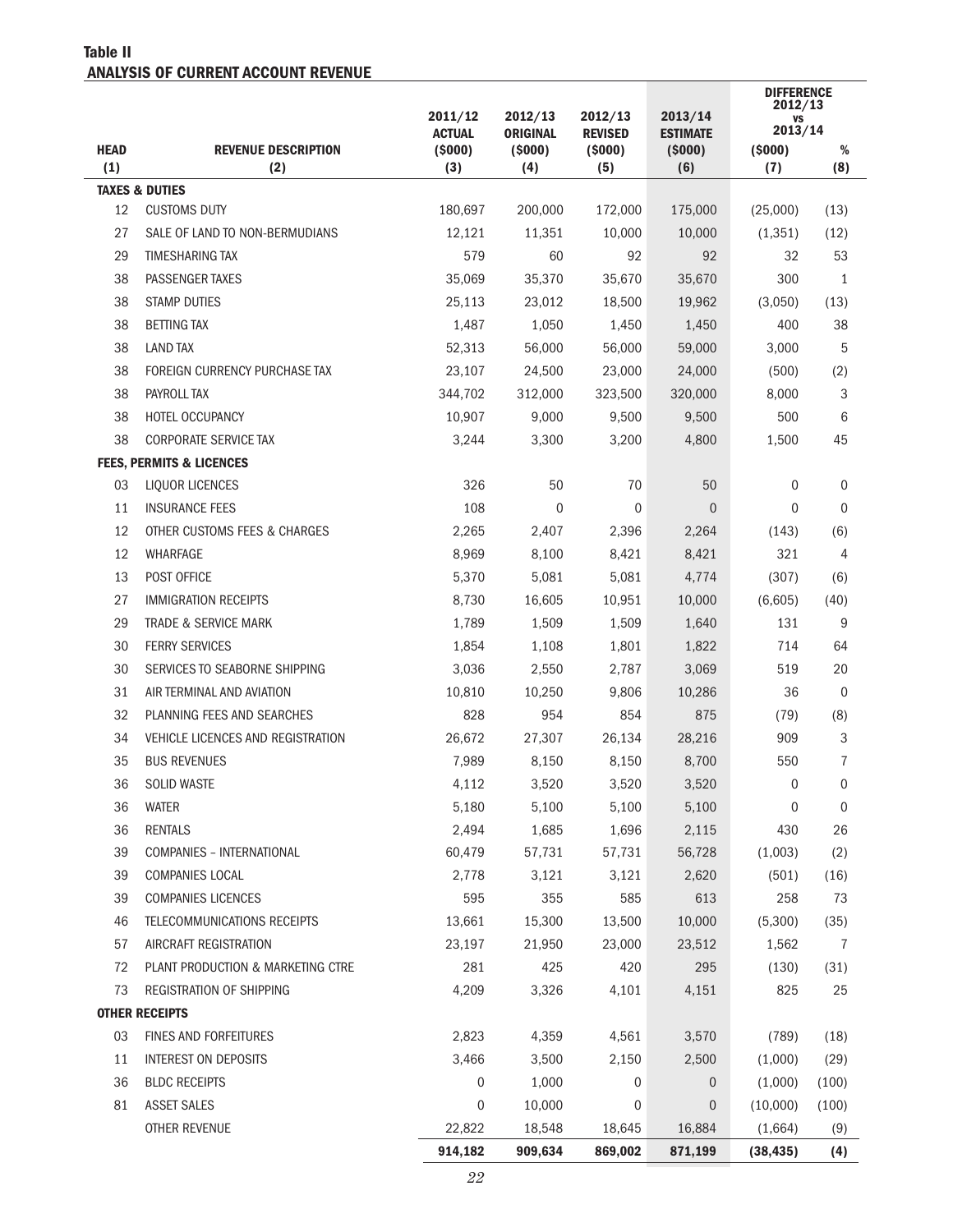**Table II**
**ANALYSIS OF CURRENT ACCOUNT REVENUE**

| HEAD (1) | REVENUE DESCRIPTION (2) | 2011/12 ACTUAL ($000) (3) | 2012/13 ORIGINAL ($000) (4) | 2012/13 REVISED ($000) (5) | 2013/14 ESTIMATE ($000) (6) | DIFFERENCE 2012/13 vs 2013/14 ($000) (7) | % (8) |
|---|---|---|---|---|---|---|---|
| | **TAXES & DUTIES** | | | | | | |
| 12 | CUSTOMS DUTY | 180,697 | 200,000 | 172,000 | 175,000 | (25,000) | (13) |
| 27 | SALE OF LAND TO NON-BERMUDIANS | 12,121 | 11,351 | 10,000 | 10,000 | (1,351) | (12) |
| 29 | TIMESHARING TAX | 579 | 60 | 92 | 92 | 32 | 53 |
| 38 | PASSENGER TAXES | 35,069 | 35,370 | 35,670 | 35,670 | 300 | 1 |
| 38 | STAMP DUTIES | 25,113 | 23,012 | 18,500 | 19,962 | (3,050) | (13) |
| 38 | BETTING TAX | 1,487 | 1,050 | 1,450 | 1,450 | 400 | 38 |
| 38 | LAND TAX | 52,313 | 56,000 | 56,000 | 59,000 | 3,000 | 5 |
| 38 | FOREIGN CURRENCY PURCHASE TAX | 23,107 | 24,500 | 23,000 | 24,000 | (500) | (2) |
| 38 | PAYROLL TAX | 344,702 | 312,000 | 323,500 | 320,000 | 8,000 | 3 |
| 38 | HOTEL OCCUPANCY | 10,907 | 9,000 | 9,500 | 9,500 | 500 | 6 |
| 38 | CORPORATE SERVICE TAX | 3,244 | 3,300 | 3,200 | 4,800 | 1,500 | 45 |
| | **FEES, PERMITS & LICENCES** | | | | | | |
| 03 | LIQUOR LICENCES | 326 | 50 | 70 | 50 | 0 | 0 |
| 11 | INSURANCE FEES | 108 | 0 | 0 | 0 | 0 | 0 |
| 12 | OTHER CUSTOMS FEES & CHARGES | 2,265 | 2,407 | 2,396 | 2,264 | (143) | (6) |
| 12 | WHARFAGE | 8,969 | 8,100 | 8,421 | 8,421 | 321 | 4 |
| 13 | POST OFFICE | 5,370 | 5,081 | 5,081 | 4,774 | (307) | (6) |
| 27 | IMMIGRATION RECEIPTS | 8,730 | 16,605 | 10,951 | 10,000 | (6,605) | (40) |
| 29 | TRADE & SERVICE MARK | 1,789 | 1,509 | 1,509 | 1,640 | 131 | 9 |
| 30 | FERRY SERVICES | 1,854 | 1,108 | 1,801 | 1,822 | 714 | 64 |
| 30 | SERVICES TO SEABORNE SHIPPING | 3,036 | 2,550 | 2,787 | 3,069 | 519 | 20 |
| 31 | AIR TERMINAL AND AVIATION | 10,810 | 10,250 | 9,806 | 10,286 | 36 | 0 |
| 32 | PLANNING FEES AND SEARCHES | 828 | 954 | 854 | 875 | (79) | (8) |
| 34 | VEHICLE LICENCES AND REGISTRATION | 26,672 | 27,307 | 26,134 | 28,216 | 909 | 3 |
| 35 | BUS REVENUES | 7,989 | 8,150 | 8,150 | 8,700 | 550 | 7 |
| 36 | SOLID WASTE | 4,112 | 3,520 | 3,520 | 3,520 | 0 | 0 |
| 36 | WATER | 5,180 | 5,100 | 5,100 | 5,100 | 0 | 0 |
| 36 | RENTALS | 2,494 | 1,685 | 1,696 | 2,115 | 430 | 26 |
| 39 | COMPANIES – INTERNATIONAL | 60,479 | 57,731 | 57,731 | 56,728 | (1,003) | (2) |
| 39 | COMPANIES LOCAL | 2,778 | 3,121 | 3,121 | 2,620 | (501) | (16) |
| 39 | COMPANIES LICENCES | 595 | 355 | 585 | 613 | 258 | 73 |
| 46 | TELECOMMUNICATIONS RECEIPTS | 13,661 | 15,300 | 13,500 | 10,000 | (5,300) | (35) |
| 57 | AIRCRAFT REGISTRATION | 23,197 | 21,950 | 23,000 | 23,512 | 1,562 | 7 |
| 72 | PLANT PRODUCTION & MARKETING CTRE | 281 | 425 | 420 | 295 | (130) | (31) |
| 73 | REGISTRATION OF SHIPPING | 4,209 | 3,326 | 4,101 | 4,151 | 825 | 25 |
| | **OTHER RECEIPTS** | | | | | | |
| 03 | FINES AND FORFEITURES | 2,823 | 4,359 | 4,561 | 3,570 | (789) | (18) |
| 11 | INTEREST ON DEPOSITS | 3,466 | 3,500 | 2,150 | 2,500 | (1,000) | (29) |
| 36 | BLDC RECEIPTS | 0 | 1,000 | 0 | 0 | (1,000) | (100) |
| 81 | ASSET SALES | 0 | 10,000 | 0 | 0 | (10,000) | (100) |
| | OTHER REVENUE | 22,822 | 18,548 | 18,645 | 16,884 | (1,664) | (9) |
| | | **914,182** | **909,634** | **869,002** | **871,199** | **(38,435)** | **(4)** |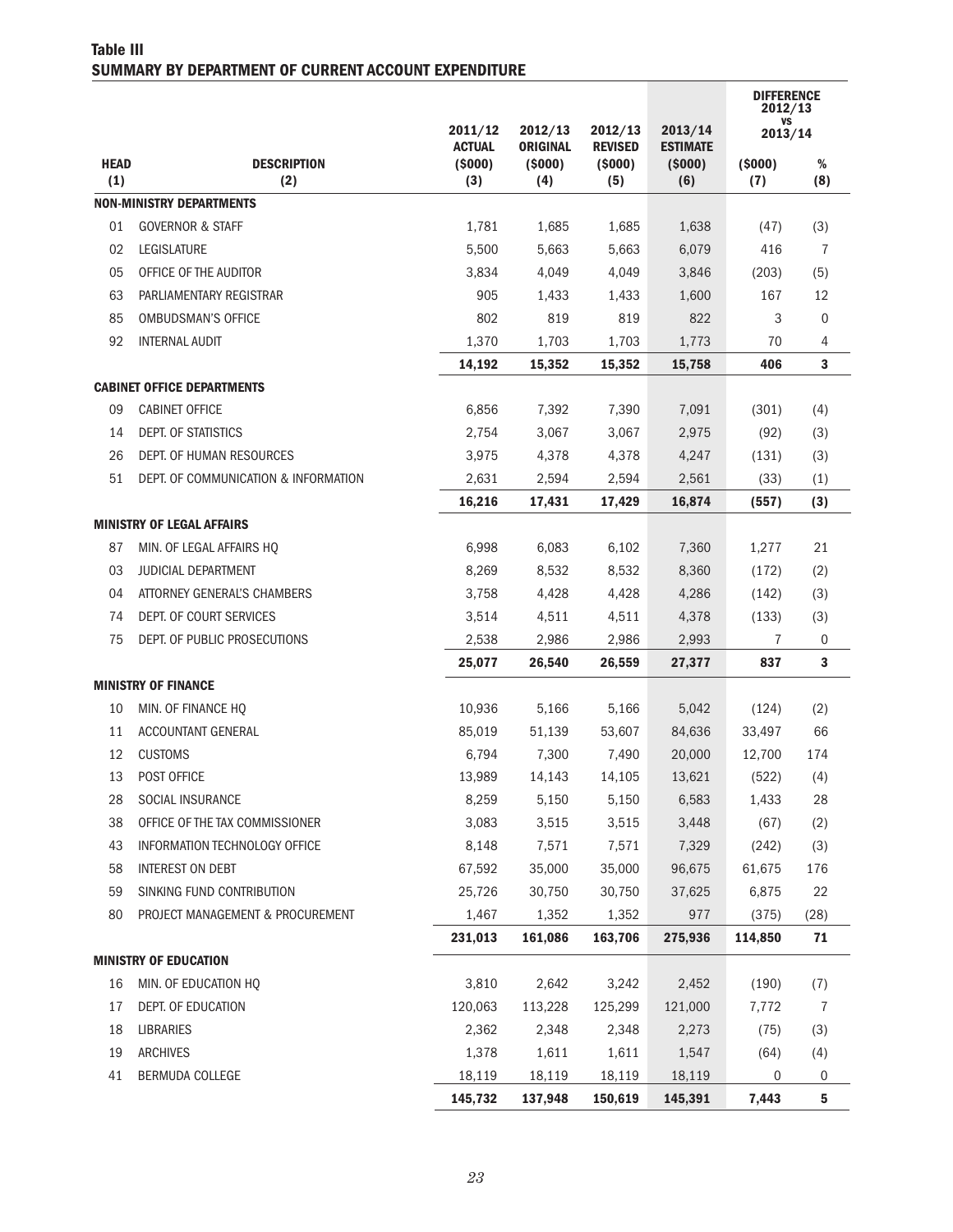**Table III**
**SUMMARY BY DEPARTMENT OF CURRENT ACCOUNT EXPENDITURE**

| HEAD (1) | DESCRIPTION (2) | 2011/12 ACTUAL ($000) (3) | 2012/13 ORIGINAL ($000) (4) | 2012/13 REVISED ($000) (5) | 2013/14 ESTIMATE ($000) (6) | DIFFERENCE 2012/13 vs 2013/14 ($000) (7) | % (8) |
|---|---|---|---|---|---|---|---|
| | **NON-MINISTRY DEPARTMENTS** | | | | | | |
| 01 | GOVERNOR & STAFF | 1,781 | 1,685 | 1,685 | 1,638 | (47) | (3) |
| 02 | LEGISLATURE | 5,500 | 5,663 | 5,663 | 6,079 | 416 | 7 |
| 05 | OFFICE OF THE AUDITOR | 3,834 | 4,049 | 4,049 | 3,846 | (203) | (5) |
| 63 | PARLIAMENTARY REGISTRAR | 905 | 1,433 | 1,433 | 1,600 | 167 | 12 |
| 85 | OMBUDSMAN'S OFFICE | 802 | 819 | 819 | 822 | 3 | 0 |
| 92 | INTERNAL AUDIT | 1,370 | 1,703 | 1,703 | 1,773 | 70 | 4 |
| | | **14,192** | **15,352** | **15,352** | **15,758** | **406** | **3** |
| | **CABINET OFFICE DEPARTMENTS** | | | | | | |
| 09 | CABINET OFFICE | 6,856 | 7,392 | 7,390 | 7,091 | (301) | (4) |
| 14 | DEPT. OF STATISTICS | 2,754 | 3,067 | 3,067 | 2,975 | (92) | (3) |
| 26 | DEPT. OF HUMAN RESOURCES | 3,975 | 4,378 | 4,378 | 4,247 | (131) | (3) |
| 51 | DEPT. OF COMMUNICATION & INFORMATION | 2,631 | 2,594 | 2,594 | 2,561 | (33) | (1) |
| | | **16,216** | **17,431** | **17,429** | **16,874** | **(557)** | **(3)** |
| | **MINISTRY OF LEGAL AFFAIRS** | | | | | | |
| 87 | MIN. OF LEGAL AFFAIRS HQ | 6,998 | 6,083 | 6,102 | 7,360 | 1,277 | 21 |
| 03 | JUDICIAL DEPARTMENT | 8,269 | 8,532 | 8,532 | 8,360 | (172) | (2) |
| 04 | ATTORNEY GENERAL'S CHAMBERS | 3,758 | 4,428 | 4,428 | 4,286 | (142) | (3) |
| 74 | DEPT. OF COURT SERVICES | 3,514 | 4,511 | 4,511 | 4,378 | (133) | (3) |
| 75 | DEPT. OF PUBLIC PROSECUTIONS | 2,538 | 2,986 | 2,986 | 2,993 | 7 | 0 |
| | | **25,077** | **26,540** | **26,559** | **27,377** | **837** | **3** |
| | **MINISTRY OF FINANCE** | | | | | | |
| 10 | MIN. OF FINANCE HQ | 10,936 | 5,166 | 5,166 | 5,042 | (124) | (2) |
| 11 | ACCOUNTANT GENERAL | 85,019 | 51,139 | 53,607 | 84,636 | 33,497 | 66 |
| 12 | CUSTOMS | 6,794 | 7,300 | 7,490 | 20,000 | 12,700 | 174 |
| 13 | POST OFFICE | 13,989 | 14,143 | 14,105 | 13,621 | (522) | (4) |
| 28 | SOCIAL INSURANCE | 8,259 | 5,150 | 5,150 | 6,583 | 1,433 | 28 |
| 38 | OFFICE OF THE TAX COMMISSIONER | 3,083 | 3,515 | 3,515 | 3,448 | (67) | (2) |
| 43 | INFORMATION TECHNOLOGY OFFICE | 8,148 | 7,571 | 7,571 | 7,329 | (242) | (3) |
| 58 | INTEREST ON DEBT | 67,592 | 35,000 | 35,000 | 96,675 | 61,675 | 176 |
| 59 | SINKING FUND CONTRIBUTION | 25,726 | 30,750 | 30,750 | 37,625 | 6,875 | 22 |
| 80 | PROJECT MANAGEMENT & PROCUREMENT | 1,467 | 1,352 | 1,352 | 977 | (375) | (28) |
| | | **231,013** | **161,086** | **163,706** | **275,936** | **114,850** | **71** |
| | **MINISTRY OF EDUCATION** | | | | | | |
| 16 | MIN. OF EDUCATION HQ | 3,810 | 2,642 | 3,242 | 2,452 | (190) | (7) |
| 17 | DEPT. OF EDUCATION | 120,063 | 113,228 | 125,299 | 121,000 | 7,772 | 7 |
| 18 | LIBRARIES | 2,362 | 2,348 | 2,348 | 2,273 | (75) | (3) |
| 19 | ARCHIVES | 1,378 | 1,611 | 1,611 | 1,547 | (64) | (4) |
| 41 | BERMUDA COLLEGE | 18,119 | 18,119 | 18,119 | 18,119 | 0 | 0 |
| | | **145,732** | **137,948** | **150,619** | **145,391** | **7,443** | **5** |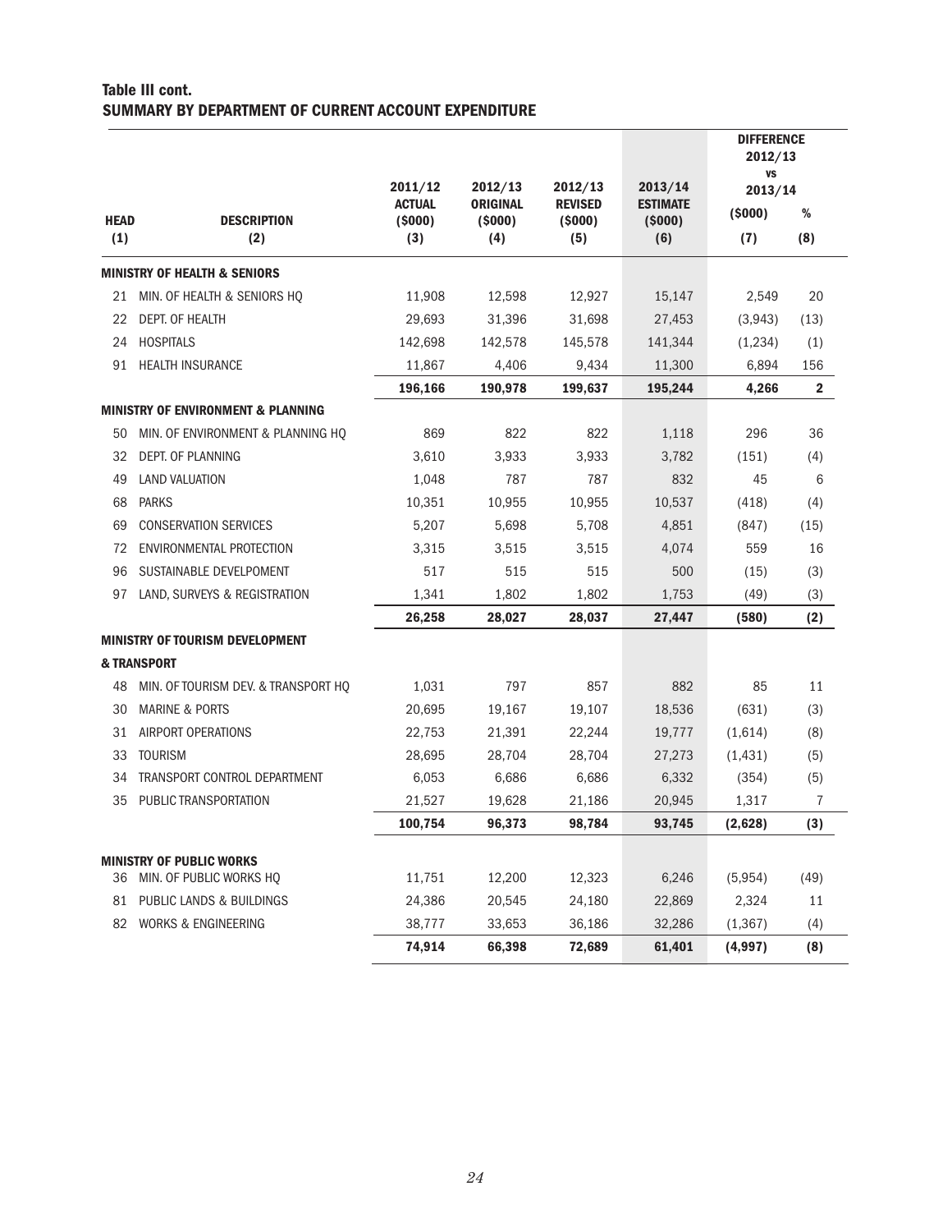**Table III cont.**

**SUMMARY BY DEPARTMENT OF CURRENT ACCOUNT EXPENDITURE**

| HEAD (1) | DESCRIPTION (2) | 2011/12 ACTUAL ($000) (3) | 2012/13 ORIGINAL ($000) (4) | 2012/13 REVISED ($000) (5) | 2013/14 ESTIMATE ($000) (6) | DIFFERENCE 2012/13 vs 2013/14 ($000) (7) | % (8) |
|---|---|---|---|---|---|---|---|
| | **MINISTRY OF HEALTH & SENIORS** | | | | | | |
| 21 | MIN. OF HEALTH & SENIORS HQ | 11,908 | 12,598 | 12,927 | 15,147 | 2,549 | 20 |
| 22 | DEPT. OF HEALTH | 29,693 | 31,396 | 31,698 | 27,453 | (3,943) | (13) |
| 24 | HOSPITALS | 142,698 | 142,578 | 145,578 | 141,344 | (1,234) | (1) |
| 91 | HEALTH INSURANCE | 11,867 | 4,406 | 9,434 | 11,300 | 6,894 | 156 |
| | | **196,166** | **190,978** | **199,637** | **195,244** | **4,266** | **2** |
| | **MINISTRY OF ENVIRONMENT & PLANNING** | | | | | | |
| 50 | MIN. OF ENVIRONMENT & PLANNING HQ | 869 | 822 | 822 | 1,118 | 296 | 36 |
| 32 | DEPT. OF PLANNING | 3,610 | 3,933 | 3,933 | 3,782 | (151) | (4) |
| 49 | LAND VALUATION | 1,048 | 787 | 787 | 832 | 45 | 6 |
| 68 | PARKS | 10,351 | 10,955 | 10,955 | 10,537 | (418) | (4) |
| 69 | CONSERVATION SERVICES | 5,207 | 5,698 | 5,708 | 4,851 | (847) | (15) |
| 72 | ENVIRONMENTAL PROTECTION | 3,315 | 3,515 | 3,515 | 4,074 | 559 | 16 |
| 96 | SUSTAINABLE DEVELPOMENT | 517 | 515 | 515 | 500 | (15) | (3) |
| 97 | LAND, SURVEYS & REGISTRATION | 1,341 | 1,802 | 1,802 | 1,753 | (49) | (3) |
| | | **26,258** | **28,027** | **28,037** | **27,447** | **(580)** | **(2)** |
| | **MINISTRY OF TOURISM DEVELOPMENT & TRANSPORT** | | | | | | |
| 48 | MIN. OF TOURISM DEV. & TRANSPORT HQ | 1,031 | 797 | 857 | 882 | 85 | 11 |
| 30 | MARINE & PORTS | 20,695 | 19,167 | 19,107 | 18,536 | (631) | (3) |
| 31 | AIRPORT OPERATIONS | 22,753 | 21,391 | 22,244 | 19,777 | (1,614) | (8) |
| 33 | TOURISM | 28,695 | 28,704 | 28,704 | 27,273 | (1,431) | (5) |
| 34 | TRANSPORT CONTROL DEPARTMENT | 6,053 | 6,686 | 6,686 | 6,332 | (354) | (5) |
| 35 | PUBLIC TRANSPORTATION | 21,527 | 19,628 | 21,186 | 20,945 | 1,317 | 7 |
| | | **100,754** | **96,373** | **98,784** | **93,745** | **(2,628)** | **(3)** |
| | **MINISTRY OF PUBLIC WORKS** | | | | | | |
| 36 | MIN. OF PUBLIC WORKS HQ | 11,751 | 12,200 | 12,323 | 6,246 | (5,954) | (49) |
| 81 | PUBLIC LANDS & BUILDINGS | 24,386 | 20,545 | 24,180 | 22,869 | 2,324 | 11 |
| 82 | WORKS & ENGINEERING | 38,777 | 33,653 | 36,186 | 32,286 | (1,367) | (4) |
| | | **74,914** | **66,398** | **72,689** | **61,401** | **(4,997)** | **(8)** |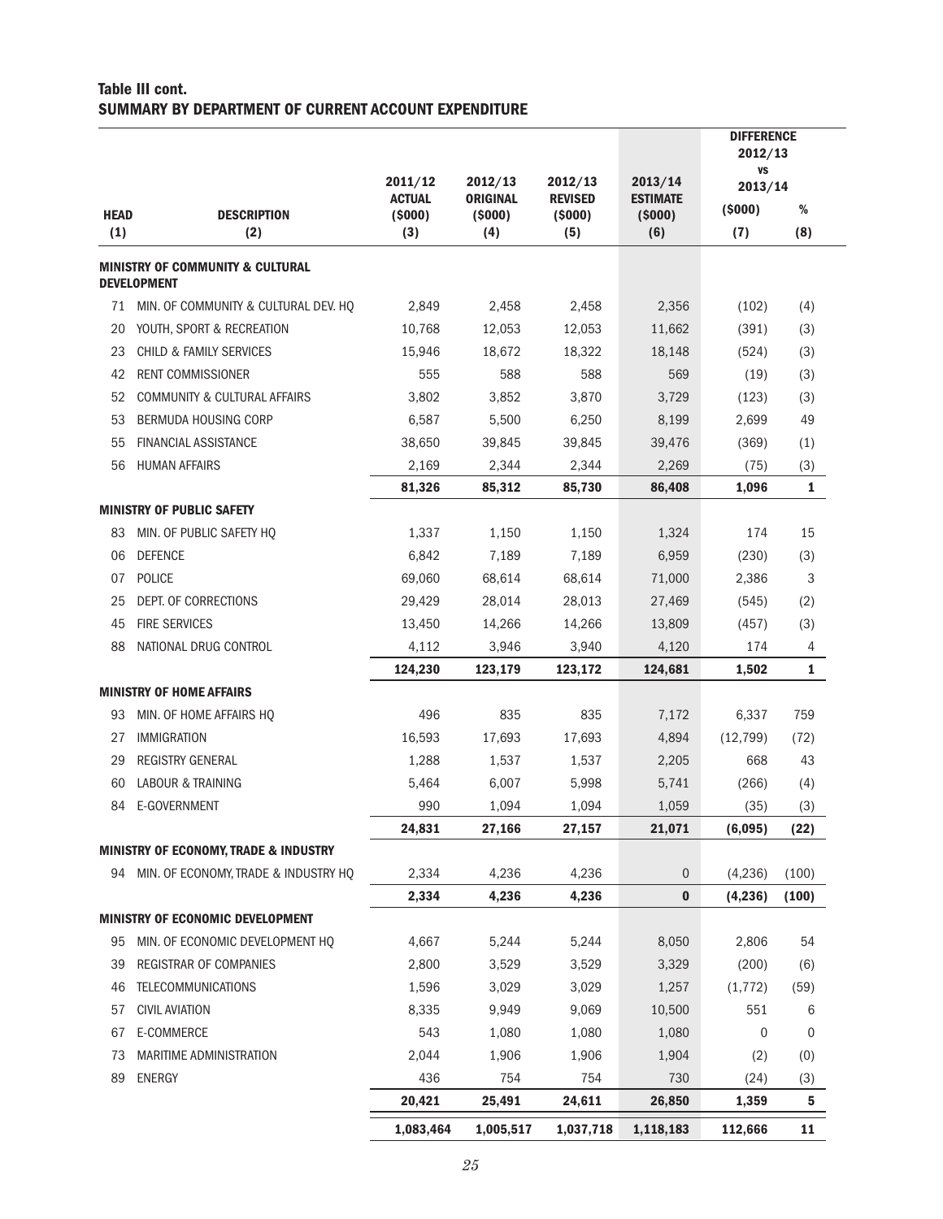## Table III cont.
## SUMMARY BY DEPARTMENT OF CURRENT ACCOUNT EXPENDITURE

| HEAD | DESCRIPTION | 2011/12 ACTUAL ($000) | 2012/13 ORIGINAL ($000) | 2012/13 REVISED ($000) | 2013/14 ESTIMATE ($000) | DIFFERENCE 2012/13 vs 2013/14 ($000) | % |
|---|---|---|---|---|---|---|---|
| (1) | (2) | (3) | (4) | (5) | (6) | (7) | (8) |
| | **MINISTRY OF COMMUNITY & CULTURAL DEVELOPMENT** | | | | | | |
| 71 | MIN. OF COMMUNITY & CULTURAL DEV. HQ | 2,849 | 2,458 | 2,458 | 2,356 | (102) | (4) |
| 20 | YOUTH, SPORT & RECREATION | 10,768 | 12,053 | 12,053 | 11,662 | (391) | (3) |
| 23 | CHILD & FAMILY SERVICES | 15,946 | 18,672 | 18,322 | 18,148 | (524) | (3) |
| 42 | RENT COMMISSIONER | 555 | 588 | 588 | 569 | (19) | (3) |
| 52 | COMMUNITY & CULTURAL AFFAIRS | 3,802 | 3,852 | 3,870 | 3,729 | (123) | (3) |
| 53 | BERMUDA HOUSING CORP | 6,587 | 5,500 | 6,250 | 8,199 | 2,699 | 49 |
| 55 | FINANCIAL ASSISTANCE | 38,650 | 39,845 | 39,845 | 39,476 | (369) | (1) |
| 56 | HUMAN AFFAIRS | 2,169 | 2,344 | 2,344 | 2,269 | (75) | (3) |
| | | **81,326** | **85,312** | **85,730** | **86,408** | **1,096** | **1** |
| | **MINISTRY OF PUBLIC SAFETY** | | | | | | |
| 83 | MIN. OF PUBLIC SAFETY HQ | 1,337 | 1,150 | 1,150 | 1,324 | 174 | 15 |
| 06 | DEFENCE | 6,842 | 7,189 | 7,189 | 6,959 | (230) | (3) |
| 07 | POLICE | 69,060 | 68,614 | 68,614 | 71,000 | 2,386 | 3 |
| 25 | DEPT. OF CORRECTIONS | 29,429 | 28,014 | 28,013 | 27,469 | (545) | (2) |
| 45 | FIRE SERVICES | 13,450 | 14,266 | 14,266 | 13,809 | (457) | (3) |
| 88 | NATIONAL DRUG CONTROL | 4,112 | 3,946 | 3,940 | 4,120 | 174 | 4 |
| | | **124,230** | **123,179** | **123,172** | **124,681** | **1,502** | **1** |
| | **MINISTRY OF HOME AFFAIRS** | | | | | | |
| 93 | MIN. OF HOME AFFAIRS HQ | 496 | 835 | 835 | 7,172 | 6,337 | 759 |
| 27 | IMMIGRATION | 16,593 | 17,693 | 17,693 | 4,894 | (12,799) | (72) |
| 29 | REGISTRY GENERAL | 1,288 | 1,537 | 1,537 | 2,205 | 668 | 43 |
| 60 | LABOUR & TRAINING | 5,464 | 6,007 | 5,998 | 5,741 | (266) | (4) |
| 84 | E-GOVERNMENT | 990 | 1,094 | 1,094 | 1,059 | (35) | (3) |
| | | **24,831** | **27,166** | **27,157** | **21,071** | **(6,095)** | **(22)** |
| | **MINISTRY OF ECONOMY, TRADE & INDUSTRY** | | | | | | |
| 94 | MIN. OF ECONOMY, TRADE & INDUSTRY HQ | 2,334 | 4,236 | 4,236 | 0 | (4,236) | (100) |
| | | **2,334** | **4,236** | **4,236** | **0** | **(4,236)** | **(100)** |
| | **MINISTRY OF ECONOMIC DEVELOPMENT** | | | | | | |
| 95 | MIN. OF ECONOMIC DEVELOPMENT HQ | 4,667 | 5,244 | 5,244 | 8,050 | 2,806 | 54 |
| 39 | REGISTRAR OF COMPANIES | 2,800 | 3,529 | 3,529 | 3,329 | (200) | (6) |
| 46 | TELECOMMUNICATIONS | 1,596 | 3,029 | 3,029 | 1,257 | (1,772) | (59) |
| 57 | CIVIL AVIATION | 8,335 | 9,949 | 9,069 | 10,500 | 551 | 6 |
| 67 | E-COMMERCE | 543 | 1,080 | 1,080 | 1,080 | 0 | 0 |
| 73 | MARITIME ADMINISTRATION | 2,044 | 1,906 | 1,906 | 1,904 | (2) | (0) |
| 89 | ENERGY | 436 | 754 | 754 | 730 | (24) | (3) |
| | | **20,421** | **25,491** | **24,611** | **26,850** | **1,359** | **5** |
| | | **1,083,464** | **1,005,517** | **1,037,718** | **1,118,183** | **112,666** | **11** |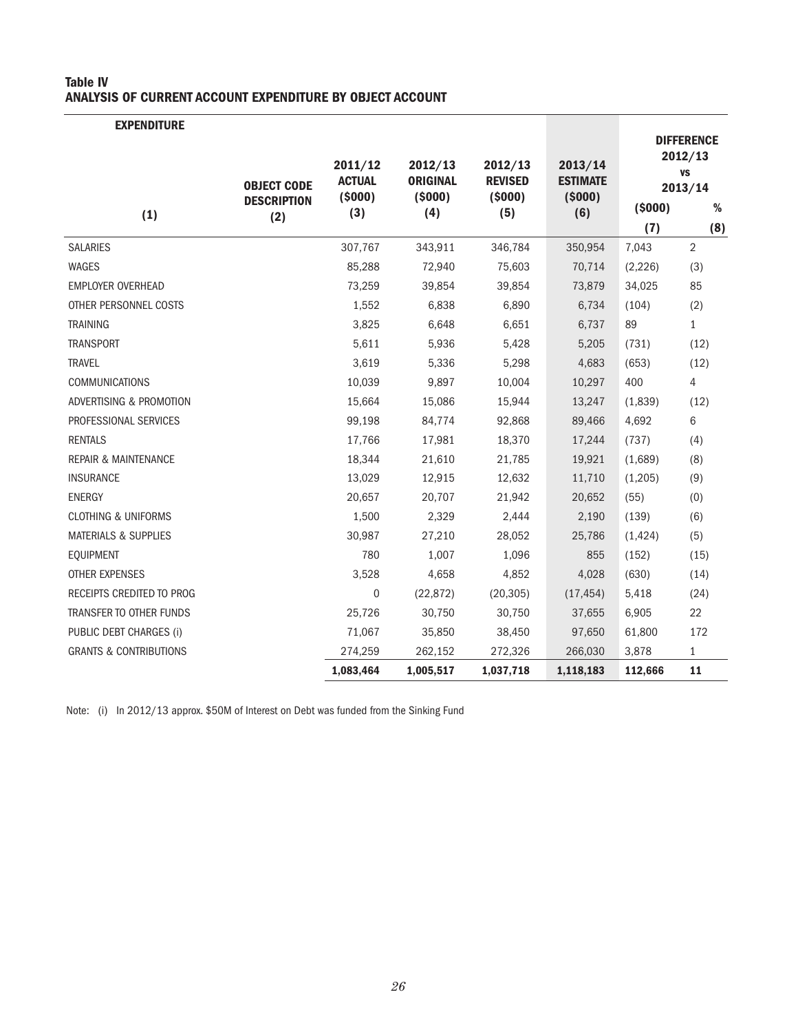**Table IV**
**ANALYSIS OF CURRENT ACCOUNT EXPENDITURE BY OBJECT ACCOUNT**

| EXPENDITURE | | | | | | DIFFERENCE 2012/13 VS 2013/14 | |
|---|---|---|---|---|---|---|---|
| | OBJECT CODE DESCRIPTION | 2011/12 ACTUAL ($000) | 2012/13 ORIGINAL ($000) | 2012/13 REVISED ($000) | 2013/14 ESTIMATE ($000) | ($000) | % |
| (1) | (2) | (3) | (4) | (5) | (6) | (7) | (8) |
| SALARIES | | 307,767 | 343,911 | 346,784 | 350,954 | 7,043 | 2 |
| WAGES | | 85,288 | 72,940 | 75,603 | 70,714 | (2,226) | (3) |
| EMPLOYER OVERHEAD | | 73,259 | 39,854 | 39,854 | 73,879 | 34,025 | 85 |
| OTHER PERSONNEL COSTS | | 1,552 | 6,838 | 6,890 | 6,734 | (104) | (2) |
| TRAINING | | 3,825 | 6,648 | 6,651 | 6,737 | 89 | 1 |
| TRANSPORT | | 5,611 | 5,936 | 5,428 | 5,205 | (731) | (12) |
| TRAVEL | | 3,619 | 5,336 | 5,298 | 4,683 | (653) | (12) |
| COMMUNICATIONS | | 10,039 | 9,897 | 10,004 | 10,297 | 400 | 4 |
| ADVERTISING & PROMOTION | | 15,664 | 15,086 | 15,944 | 13,247 | (1,839) | (12) |
| PROFESSIONAL SERVICES | | 99,198 | 84,774 | 92,868 | 89,466 | 4,692 | 6 |
| RENTALS | | 17,766 | 17,981 | 18,370 | 17,244 | (737) | (4) |
| REPAIR & MAINTENANCE | | 18,344 | 21,610 | 21,785 | 19,921 | (1,689) | (8) |
| INSURANCE | | 13,029 | 12,915 | 12,632 | 11,710 | (1,205) | (9) |
| ENERGY | | 20,657 | 20,707 | 21,942 | 20,652 | (55) | (0) |
| CLOTHING & UNIFORMS | | 1,500 | 2,329 | 2,444 | 2,190 | (139) | (6) |
| MATERIALS & SUPPLIES | | 30,987 | 27,210 | 28,052 | 25,786 | (1,424) | (5) |
| EQUIPMENT | | 780 | 1,007 | 1,096 | 855 | (152) | (15) |
| OTHER EXPENSES | | 3,528 | 4,658 | 4,852 | 4,028 | (630) | (14) |
| RECEIPTS CREDITED TO PROG | | 0 | (22,872) | (20,305) | (17,454) | 5,418 | (24) |
| TRANSFER TO OTHER FUNDS | | 25,726 | 30,750 | 30,750 | 37,655 | 6,905 | 22 |
| PUBLIC DEBT CHARGES (i) | | 71,067 | 35,850 | 38,450 | 97,650 | 61,800 | 172 |
| GRANTS & CONTRIBUTIONS | | 274,259 | 262,152 | 272,326 | 266,030 | 3,878 | 1 |
| | | **1,083,464** | **1,005,517** | **1,037,718** | **1,118,183** | **112,666** | **11** |

Note: (i) In 2012/13 approx. $50M of Interest on Debt was funded from the Sinking Fund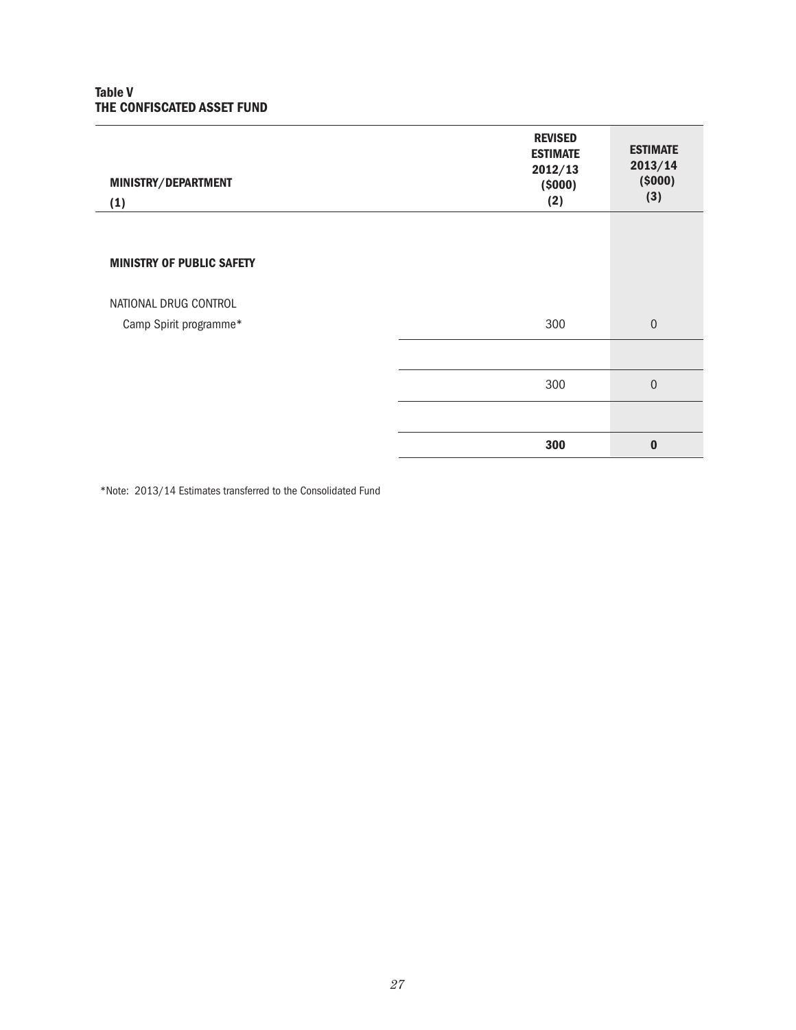**Table V**
**THE CONFISCATED ASSET FUND**

| MINISTRY/DEPARTMENT (1) | REVISED ESTIMATE 2012/13 ($000) (2) | ESTIMATE 2013/14 ($000) (3) |
|---|---|---|
| **MINISTRY OF PUBLIC SAFETY** | | |
| NATIONAL DRUG CONTROL | | |
| Camp Spirit programme* | 300 | 0 |
| | 300 | 0 |
| | **300** | **0** |

*Note: 2013/14 Estimates transferred to the Consolidated Fund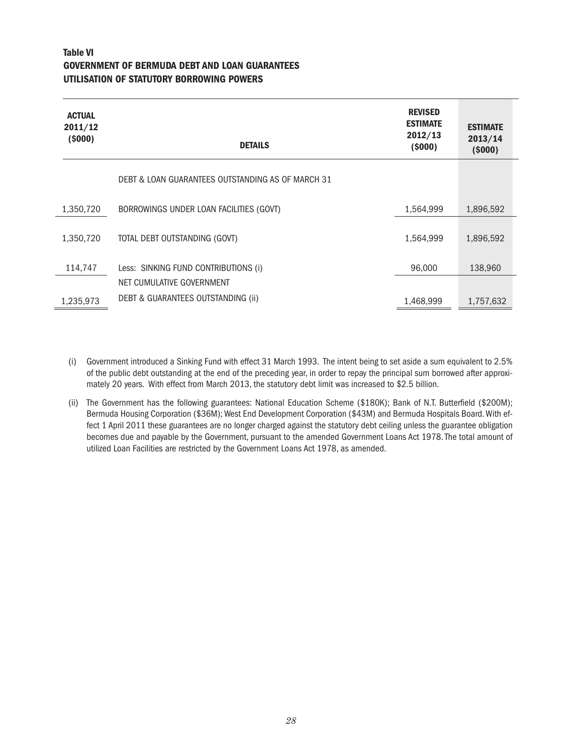**Table VI**
**GOVERNMENT OF BERMUDA DEBT AND LOAN GUARANTEES**
**UTILISATION OF STATUTORY BORROWING POWERS**

| ACTUAL 2011/12 ($000) | DETAILS | REVISED ESTIMATE 2012/13 ($000) | ESTIMATE 2013/14 ($000) |
|---|---|---|---|
| | DEBT & LOAN GUARANTEES OUTSTANDING AS OF MARCH 31 | | |
| 1,350,720 | BORROWINGS UNDER LOAN FACILITIES (GOVT) | 1,564,999 | 1,896,592 |
| 1,350,720 | TOTAL DEBT OUTSTANDING (GOVT) | 1,564,999 | 1,896,592 |
| 114,747 | Less: SINKING FUND CONTRIBUTIONS (i) | 96,000 | 138,960 |
| 1,235,973 | NET CUMULATIVE GOVERNMENT DEBT & GUARANTEES OUTSTANDING (ii) | 1,468,999 | 1,757,632 |

(i) Government introduced a Sinking Fund with effect 31 March 1993. The intent being to set aside a sum equivalent to 2.5% of the public debt outstanding at the end of the preceding year, in order to repay the principal sum borrowed after approximately 20 years. With effect from March 2013, the statutory debt limit was increased to $2.5 billion.

(ii) The Government has the following guarantees: National Education Scheme ($180K); Bank of N.T. Butterfield ($200M); Bermuda Housing Corporation ($36M); West End Development Corporation ($43M) and Bermuda Hospitals Board. With effect 1 April 2011 these guarantees are no longer charged against the statutory debt ceiling unless the guarantee obligation becomes due and payable by the Government, pursuant to the amended Government Loans Act 1978. The total amount of utilized Loan Facilities are restricted by the Government Loans Act 1978, as amended.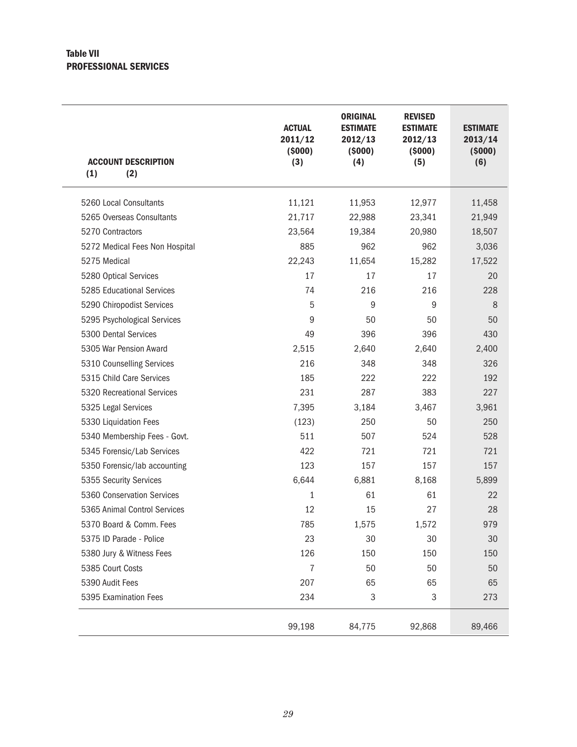**Table VII**
**PROFESSIONAL SERVICES**

| ACCOUNT DESCRIPTION (1) (2) | ACTUAL 2011/12 ($000) (3) | ORIGINAL ESTIMATE 2012/13 ($000) (4) | REVISED ESTIMATE 2012/13 ($000) (5) | ESTIMATE 2013/14 ($000) (6) |
|---|---|---|---|---|
| 5260 Local Consultants | 11,121 | 11,953 | 12,977 | 11,458 |
| 5265 Overseas Consultants | 21,717 | 22,988 | 23,341 | 21,949 |
| 5270 Contractors | 23,564 | 19,384 | 20,980 | 18,507 |
| 5272 Medical Fees Non Hospital | 885 | 962 | 962 | 3,036 |
| 5275 Medical | 22,243 | 11,654 | 15,282 | 17,522 |
| 5280 Optical Services | 17 | 17 | 17 | 20 |
| 5285 Educational Services | 74 | 216 | 216 | 228 |
| 5290 Chiropodist Services | 5 | 9 | 9 | 8 |
| 5295 Psychological Services | 9 | 50 | 50 | 50 |
| 5300 Dental Services | 49 | 396 | 396 | 430 |
| 5305 War Pension Award | 2,515 | 2,640 | 2,640 | 2,400 |
| 5310 Counselling Services | 216 | 348 | 348 | 326 |
| 5315 Child Care Services | 185 | 222 | 222 | 192 |
| 5320 Recreational Services | 231 | 287 | 383 | 227 |
| 5325 Legal Services | 7,395 | 3,184 | 3,467 | 3,961 |
| 5330 Liquidation Fees | (123) | 250 | 50 | 250 |
| 5340 Membership Fees - Govt. | 511 | 507 | 524 | 528 |
| 5345 Forensic/Lab Services | 422 | 721 | 721 | 721 |
| 5350 Forensic/lab accounting | 123 | 157 | 157 | 157 |
| 5355 Security Services | 6,644 | 6,881 | 8,168 | 5,899 |
| 5360 Conservation Services | 1 | 61 | 61 | 22 |
| 5365 Animal Control Services | 12 | 15 | 27 | 28 |
| 5370 Board & Comm. Fees | 785 | 1,575 | 1,572 | 979 |
| 5375 ID Parade - Police | 23 | 30 | 30 | 30 |
| 5380 Jury & Witness Fees | 126 | 150 | 150 | 150 |
| 5385 Court Costs | 7 | 50 | 50 | 50 |
| 5390 Audit Fees | 207 | 65 | 65 | 65 |
| 5395 Examination Fees | 234 | 3 | 3 | 273 |
| | 99,198 | 84,775 | 92,868 | 89,466 |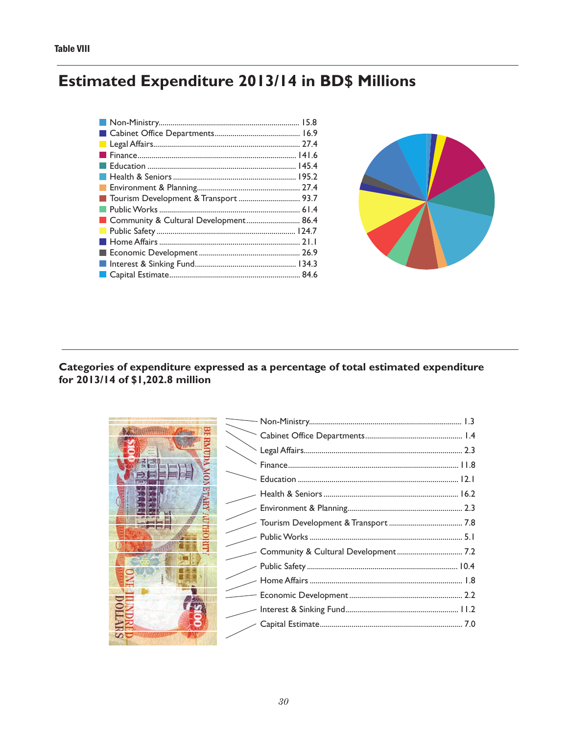Table VIII

# Estimated Expenditure 2013/14 in BD$ Millions

| Category | BD$ Millions |
|---|---|
| Non-Ministry | 15.8 |
| Cabinet Office Departments | 16.9 |
| Legal Affairs | 27.4 |
| Finance | 141.6 |
| Education | 145.4 |
| Health & Seniors | 195.2 |
| Environment & Planning | 27.4 |
| Tourism Development & Transport | 93.7 |
| Public Works | 61.4 |
| Community & Cultural Development | 86.4 |
| Public Safety | 124.7 |
| Home Affairs | 21.1 |
| Economic Development | 26.9 |
| Interest & Sinking Fund | 134.3 |
| Capital Estimate | 84.6 |

## Categories of expenditure expressed as a percentage of total estimated expenditure for 2013/14 of $1,202.8 million

| Category | % |
|---|---|
| Non-Ministry | 1.3 |
| Cabinet Office Departments | 1.4 |
| Legal Affairs | 2.3 |
| Finance | 11.8 |
| Education | 12.1 |
| Health & Seniors | 16.2 |
| Environment & Planning | 2.3 |
| Tourism Development & Transport | 7.8 |
| Public Works | 5.1 |
| Community & Cultural Development | 7.2 |
| Public Safety | 10.4 |
| Home Affairs | 1.8 |
| Economic Development | 2.2 |
| Interest & Sinking Fund | 11.2 |
| Capital Estimate | 7.0 |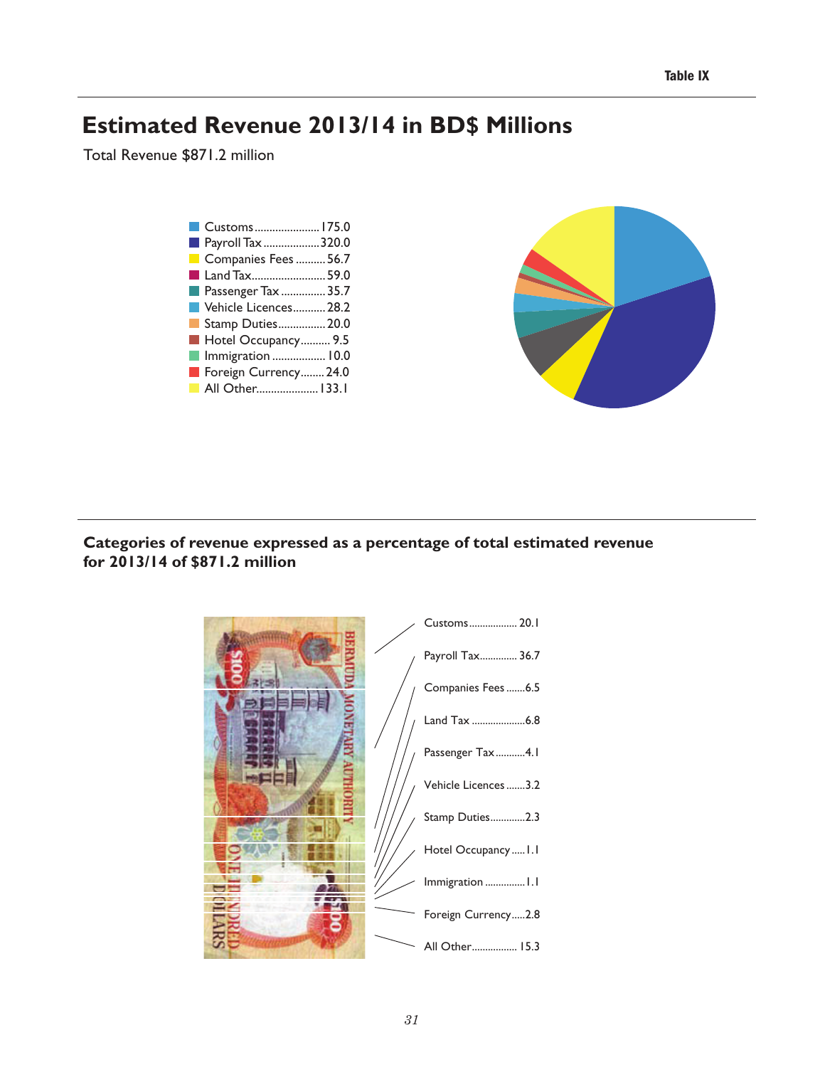## Estimated Revenue 2013/14 in BD$ Millions

Total Revenue $871.2 million

Customs ..................... 175.0
Payroll Tax .................. 320.0
Companies Fees .......... 56.7
Land Tax ......................... 59.0
Passenger Tax ............... 35.7
Vehicle Licences ........... 28.2
Stamp Duties ................ 20.0
Hotel Occupancy .......... 9.5
Immigration ................. 10.0
Foreign Currency ........ 24.0
All Other ..................... 133.1

**Categories of revenue expressed as a percentage of total estimated revenue for 2013/14 of $871.2 million**

Customs .................. 20.1
Payroll Tax ............. 36.7
Companies Fees ....... 6.5
Land Tax .................... 6.8
Passenger Tax ........... 4.1
Vehicle Licences ....... 3.2
Stamp Duties ............ 2.3
Hotel Occupancy ..... 1.1
Immigration .............. 1.1
Foreign Currency ..... 2.8
All Other ................. 15.3